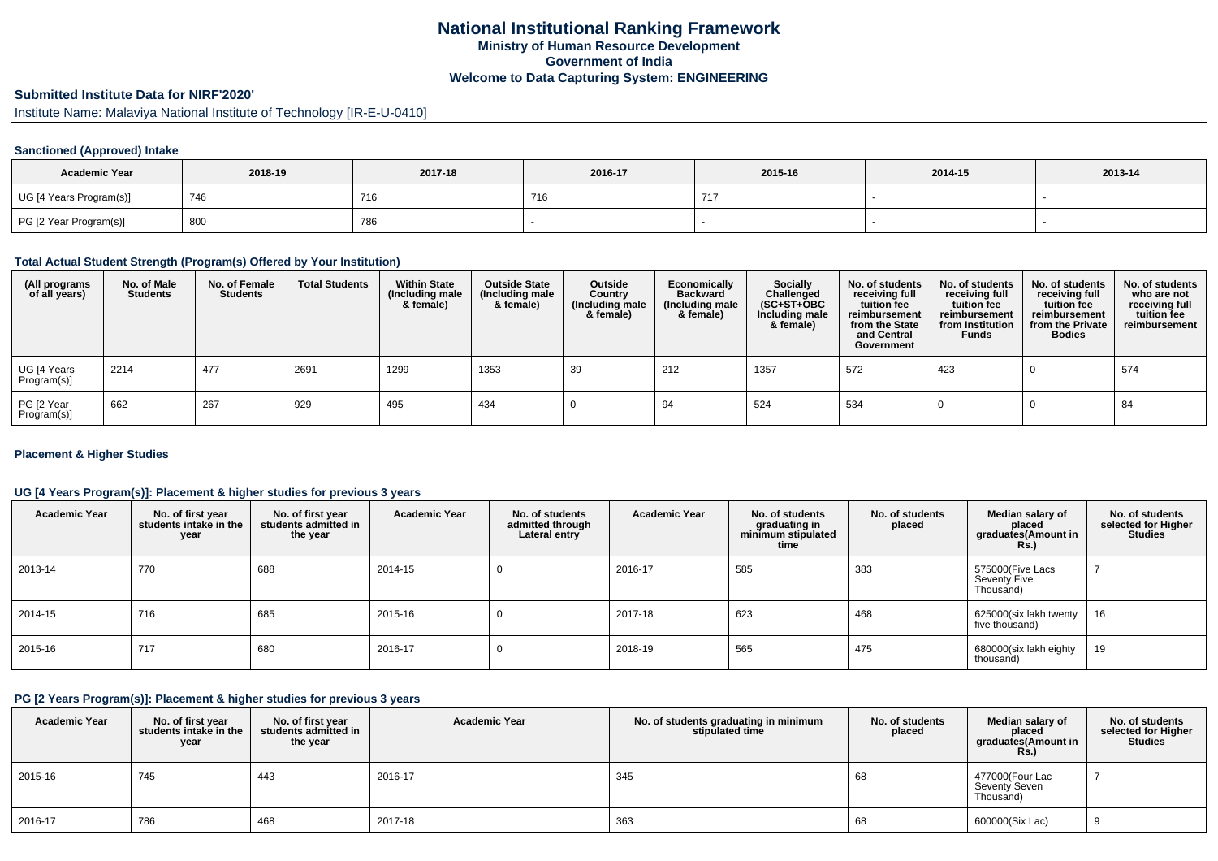# National Institutional Ranking Framework

**Ministry of Human Resource Development**

**Government of India**

**Welcome to Data Capturing System: ENGINEERING**

## Submitted Institute Data for NIRF'2020'

Institute Name: Malaviya National Institute of Technology [IR-E-U-0410]

### Sanctioned (Approved) Intake

| Academic Year | 2018-19 | 2017-18 | 2016-17 | 2015-16 | 2014-15 | 2013-14 |
|---|---|---|---|---|---|---|
| UG [4 Years Program(s)] | 746 | 716 | 716 | 717 | - | - |
| PG [2 Year Program(s)] | 800 | 786 | - | - | - | - |

### Total Actual Student Strength (Program(s) Offered by Your Institution)

| (All programs of all years) | No. of Male Students | No. of Female Students | Total Students | Within State (Including male & female) | Outside State (Including male & female) | Outside Country (Including male & female) | Economically Backward (Including male & female) | Socially Challenged (SC+ST+OBC Including male & female) | No. of students receiving full tuition fee reimbursement from the State and Central Government | No. of students receiving full tuition fee reimbursement from Institution Funds | No. of students receiving full tuition fee reimbursement from the Private Bodies | No. of students who are not receiving full tuition fee reimbursement |
|---|---|---|---|---|---|---|---|---|---|---|---|---|
| UG [4 Years Program(s)] | 2214 | 477 | 2691 | 1299 | 1353 | 39 | 212 | 1357 | 572 | 423 | 0 | 574 |
| PG [2 Year Program(s)] | 662 | 267 | 929 | 495 | 434 | 0 | 94 | 524 | 534 | 0 | 0 | 84 |

### Placement & Higher Studies

#### UG [4 Years Program(s)]: Placement & higher studies for previous 3 years

| Academic Year | No. of first year students intake in the year | No. of first year students admitted in the year | Academic Year | No. of students admitted through Lateral entry | Academic Year | No. of students graduating in minimum stipulated time | No. of students placed | Median salary of placed graduates(Amount in Rs.) | No. of students selected for Higher Studies |
|---|---|---|---|---|---|---|---|---|---|
| 2013-14 | 770 | 688 | 2014-15 | 0 | 2016-17 | 585 | 383 | 575000(Five Lacs Seventy Five Thousand) | 7 |
| 2014-15 | 716 | 685 | 2015-16 | 0 | 2017-18 | 623 | 468 | 625000(six lakh twenty five thousand) | 16 |
| 2015-16 | 717 | 680 | 2016-17 | 0 | 2018-19 | 565 | 475 | 680000(six lakh eighty thousand) | 19 |

#### PG [2 Years Program(s)]: Placement & higher studies for previous 3 years

| Academic Year | No. of first year students intake in the year | No. of first year students admitted in the year | Academic Year | No. of students graduating in minimum stipulated time | No. of students placed | Median salary of placed graduates(Amount in Rs.) | No. of students selected for Higher Studies |
|---|---|---|---|---|---|---|---|
| 2015-16 | 745 | 443 | 2016-17 | 345 | 68 | 477000(Four Lac Seventy Seven Thousand) | 7 |
| 2016-17 | 786 | 468 | 2017-18 | 363 | 68 | 600000(Six Lac) | 9 |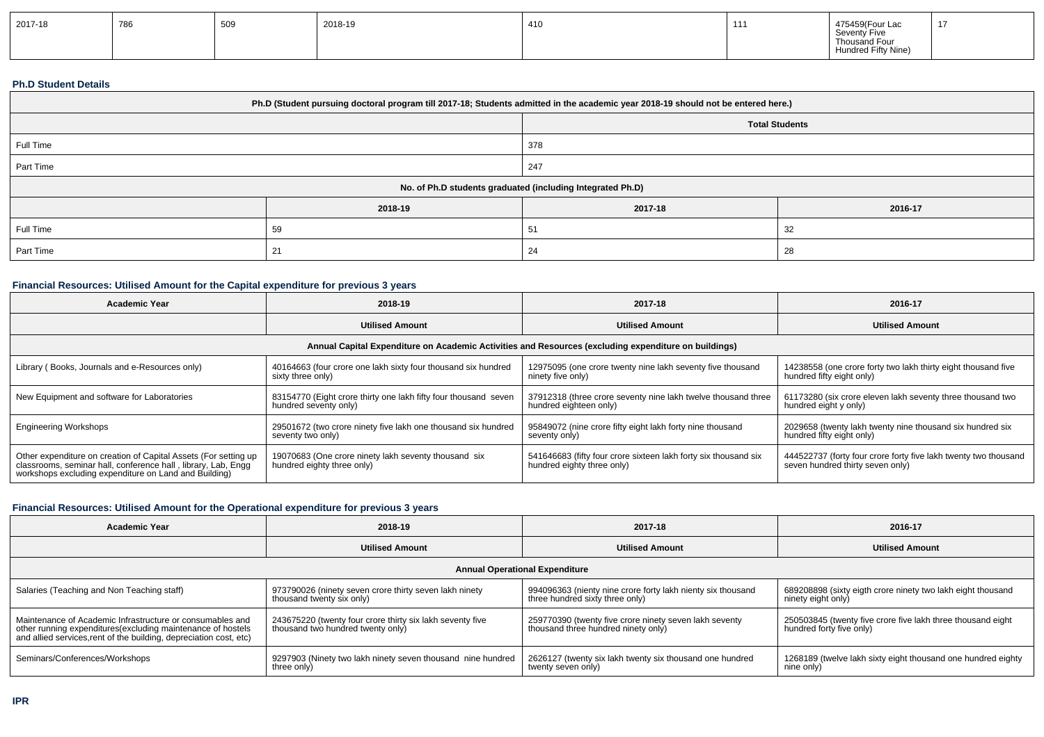| 2017-18 | 786 | 509 | 2018-19 | 410 | 111 | 475459(Four Lac Seventy Five Thousand Four Hundred Fifty Nine) | 17 |
|---|---|---|---|---|---|---|---|

### Ph.D Student Details

| Ph.D (Student pursuing doctoral program till 2017-18; Students admitted in the academic year 2018-19 should not be entered here.) | | | |
|---|---|---|---|
| | | Total Students | |
| Full Time | | 378 | |
| Part Time | | 247 | |
| No. of Ph.D students graduated (including Integrated Ph.D) | | | |
| | 2018-19 | 2017-18 | 2016-17 |
| Full Time | 59 | 51 | 32 |
| Part Time | 21 | 24 | 28 |

### Financial Resources: Utilised Amount for the Capital expenditure for previous 3 years

| Academic Year | 2018-19 | 2017-18 | 2016-17 |
|---|---|---|---|
| | Utilised Amount | Utilised Amount | Utilised Amount |
| Annual Capital Expenditure on Academic Activities and Resources (excluding expenditure on buildings) | | | |
| Library ( Books, Journals and e-Resources only) | 40164663 (four crore one lakh sixty four thousand six hundred sixty three only) | 12975095 (one crore twenty nine lakh seventy five thousand ninety five only) | 14238558 (one crore forty two lakh thirty eight thousand five hundred fifty eight only) |
| New Equipment and software for Laboratories | 83154770 (Eight crore thirty one lakh fifty four thousand seven hundred seventy only) | 37912318 (three crore seventy nine lakh twelve thousand three hundred eighteen only) | 61173280 (six crore eleven lakh seventy three thousand two hundred eight y only) |
| Engineering Workshops | 29501672 (two crore ninety five lakh one thousand six hundred seventy two only) | 95849072 (nine crore fifty eight lakh forty nine thousand seventy only) | 2029658 (twenty lakh twenty nine thousand six hundred six hundred fifty eight only) |
| Other expenditure on creation of Capital Assets (For setting up classrooms, seminar hall, conference hall , library, Lab, Engg workshops excluding expenditure on Land and Building) | 19070683 (One crore ninety lakh seventy thousand six hundred eighty three only) | 541646683 (fifty four crore sixteen lakh forty six thousand six hundred eighty three only) | 444522737 (forty four crore forty five lakh twenty two thousand seven hundred thirty seven only) |

### Financial Resources: Utilised Amount for the Operational expenditure for previous 3 years

| Academic Year | 2018-19 | 2017-18 | 2016-17 |
|---|---|---|---|
| | Utilised Amount | Utilised Amount | Utilised Amount |
| Annual Operational Expenditure | | | |
| Salaries (Teaching and Non Teaching staff) | 973790026 (ninety seven crore thirty seven lakh ninety thousand twenty six only) | 994096363 (nienty nine crore forty lakh nienty six thousand three hundred sixty three only) | 689208898 (sixty eigth crore ninety two lakh eight thousand ninety eight only) |
| Maintenance of Academic Infrastructure or consumables and other running expenditures(excluding maintenance of hostels and allied services,rent of the building, depreciation cost, etc) | 243675220 (twenty four crore thirty six lakh seventy five thousand two hundred twenty only) | 259770390 (twenty five crore ninety seven lakh seventy thousand three hundred ninety only) | 250503845 (twenty five crore five lakh three thousand eight hundred forty five only) |
| Seminars/Conferences/Workshops | 9297903 (Ninety two lakh ninety seven thousand nine hundred three only) | 2626127 (twenty six lakh twenty six thousand one hundred twenty seven only) | 1268189 (twelve lakh sixty eight thousand one hundred eighty nine only) |

### IPR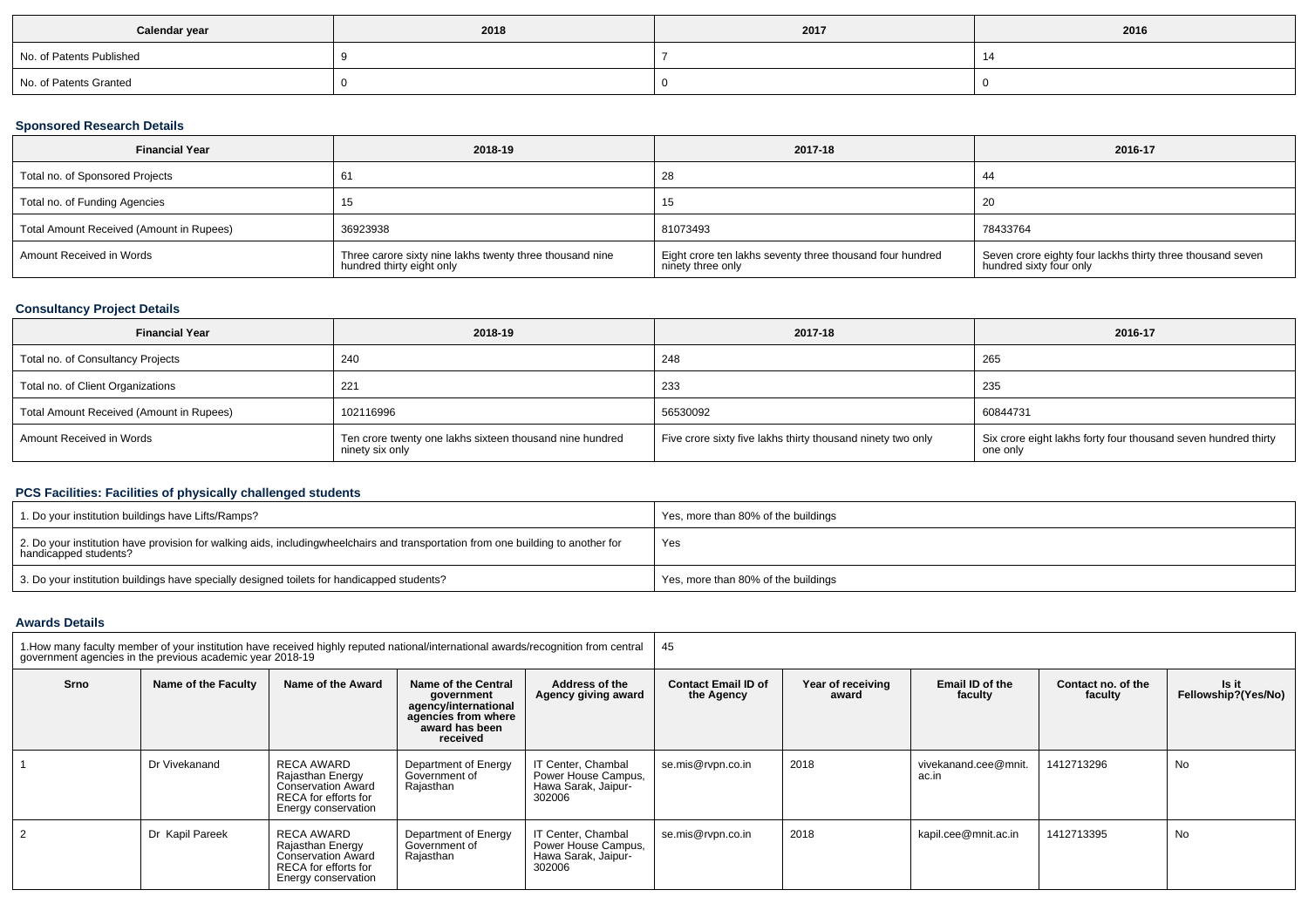| Calendar year | 2018 | 2017 | 2016 |
|---|---|---|---|
| No. of Patents Published | 9 | 7 | 14 |
| No. of Patents Granted | 0 | 0 | 0 |

### Sponsored Research Details

| Financial Year | 2018-19 | 2017-18 | 2016-17 |
|---|---|---|---|
| Total no. of Sponsored Projects | 61 | 28 | 44 |
| Total no. of Funding Agencies | 15 | 15 | 20 |
| Total Amount Received (Amount in Rupees) | 36923938 | 81073493 | 78433764 |
| Amount Received in Words | Three carore sixty nine lakhs twenty three thousand nine hundred thirty eight only | Eight crore ten lakhs seventy three thousand four hundred ninety three only | Seven crore eighty four lackhs thirty three thousand seven hundred sixty four only |

### Consultancy Project Details

| Financial Year | 2018-19 | 2017-18 | 2016-17 |
|---|---|---|---|
| Total no. of Consultancy Projects | 240 | 248 | 265 |
| Total no. of Client Organizations | 221 | 233 | 235 |
| Total Amount Received (Amount in Rupees) | 102116996 | 56530092 | 60844731 |
| Amount Received in Words | Ten crore twenty one lakhs sixteen thousand nine hundred ninety six only | Five crore sixty five lakhs thirty thousand ninety two only | Six crore eight lakhs forty four thousand seven hundred thirty one only |

### PCS Facilities: Facilities of physically challenged students

| | |
|---|---|
| 1. Do your institution buildings have Lifts/Ramps? | Yes, more than 80% of the buildings |
| 2. Do your institution have provision for walking aids, includingwheelchairs and transportation from one building to another for handicapped students? | Yes |
| 3. Do your institution buildings have specially designed toilets for handicapped students? | Yes, more than 80% of the buildings |

### Awards Details

| 1.How many faculty member of your institution have received highly reputed national/international awards/recognition from central government agencies in the previous academic year 2018-19 | | | | | 45 | | | | |
|---|---|---|---|---|---|---|---|---|---|
| Srno | Name of the Faculty | Name of the Award | Name of the Central government agency/international agencies from where award has been received | Address of the Agency giving award | Contact Email ID of the Agency | Year of receiving award | Email ID of the faculty | Contact no. of the faculty | Is it Fellowship?(Yes/No) |
| 1 | Dr Vivekanand | RECA AWARD Rajasthan Energy Conservation Award RECA for efforts for Energy conservation | Department of Energy Government of Rajasthan | IT Center, Chambal Power House Campus, Hawa Sarak, Jaipur-302006 | se.mis@rvpn.co.in | 2018 | vivekanand.cee@mnit.ac.in | 1412713296 | No |
| 2 | Dr Kapil Pareek | RECA AWARD Rajasthan Energy Conservation Award RECA for efforts for Energy conservation | Department of Energy Government of Rajasthan | IT Center, Chambal Power House Campus, Hawa Sarak, Jaipur-302006 | se.mis@rvpn.co.in | 2018 | kapil.cee@mnit.ac.in | 1412713395 | No |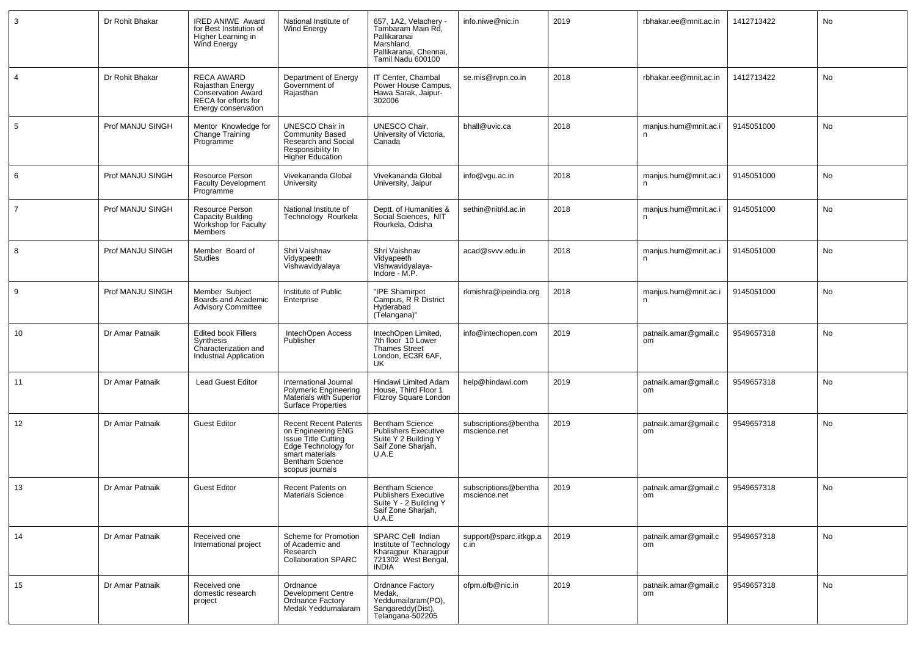| 3 | Dr Rohit Bhakar | IRED ANIWE Award for Best Institution of Higher Learning in Wind Energy | National Institute of Wind Energy | 657, 1A2, Velachery - Tambaram Main Rd, Pallikaranai Marshland, Pallikaranai, Chennai, Tamil Nadu 600100 | info.niwe@nic.in | 2019 | rbhakar.ee@mnit.ac.in | 1412713422 | No |
|---|---|---|---|---|---|---|---|---|---|
| 4 | Dr Rohit Bhakar | RECA AWARD Rajasthan Energy Conservation Award RECA for efforts for Energy conservation | Department of Energy Government of Rajasthan | IT Center, Chambal Power House Campus, Hawa Sarak, Jaipur-302006 | se.mis@rvpn.co.in | 2018 | rbhakar.ee@mnit.ac.in | 1412713422 | No |
| 5 | Prof MANJU SINGH | Mentor Knowledge for Change Training Programme | UNESCO Chair in Community Based Research and Social Responsibility In Higher Education | UNESCO Chair, University of Victoria, Canada | bhall@uvic.ca | 2018 | manjus.hum@mnit.ac.in | 9145051000 | No |
| 6 | Prof MANJU SINGH | Resource Person Faculty Development Programme | Vivekananda Global University | Vivekananda Global University, Jaipur | info@vgu.ac.in | 2018 | manjus.hum@mnit.ac.in | 9145051000 | No |
| 7 | Prof MANJU SINGH | Resource Person Capacity Building Workshop for Faculty Members | National Institute of Technology Rourkela | Deptt. of Humanities & Social Sciences, NIT Rourkela, Odisha | sethin@nitrkl.ac.in | 2018 | manjus.hum@mnit.ac.in | 9145051000 | No |
| 8 | Prof MANJU SINGH | Member Board of Studies | Shri Vaishnav Vidyapeeth Vishwavidyalaya | Shri Vaishnav Vidyapeeth Vishwavidyalaya- Indore - M.P. | acad@svvv.edu.in | 2018 | manjus.hum@mnit.ac.in | 9145051000 | No |
| 9 | Prof MANJU SINGH | Member Subject Boards and Academic Advisory Committee | Institute of Public Enterprise | "IPE Shamirpet Campus, R R District Hyderabad (Telangana)" | rkmishra@ipeindia.org | 2018 | manjus.hum@mnit.ac.in | 9145051000 | No |
| 10 | Dr Amar Patnaik | Edited book Fillers Synthesis Characterization and Industrial Application | IntechOpen Access Publisher | IntechOpen Limited, 7th floor 10 Lower Thames Street London, EC3R 6AF, UK | info@intechopen.com | 2019 | patnaik.amar@gmail.com | 9549657318 | No |
| 11 | Dr Amar Patnaik | Lead Guest Editor | International Journal Polymeric Engineering Materials with Superior Surface Properties | Hindawi Limited Adam House, Third Floor 1 Fitzroy Square London | help@hindawi.com | 2019 | patnaik.amar@gmail.com | 9549657318 | No |
| 12 | Dr Amar Patnaik | Guest Editor | Recent Recent Patents on Engineering ENG Issue Title Cutting Edge Technology for smart materials Bentham Science scopus journals | Bentham Science Publishers Executive Suite Y 2 Building Y Saif Zone Sharjah, U.A.E | subscriptions@benthamscience.net | 2019 | patnaik.amar@gmail.com | 9549657318 | No |
| 13 | Dr Amar Patnaik | Guest Editor | Recent Patents on Materials Science | Bentham Science Publishers Executive Suite Y - 2 Building Y Saif Zone Sharjah, U.A.E | subscriptions@benthamscience.net | 2019 | patnaik.amar@gmail.com | 9549657318 | No |
| 14 | Dr Amar Patnaik | Received one International project | Scheme for Promotion of Academic and Research Collaboration SPARC | SPARC Cell Indian Institute of Technology Kharagpur Kharagpur 721302 West Bengal, INDIA | support@sparc.iitkgp.ac.in | 2019 | patnaik.amar@gmail.com | 9549657318 | No |
| 15 | Dr Amar Patnaik | Received one domestic research project | Ordnance Development Centre Ordnance Factory Medak Yeddumalaram | Ordnance Factory Medak, Yeddumailaram(PO), Sangareddy(Dist), Telangana-502205 | ofpm.ofb@nic.in | 2019 | patnaik.amar@gmail.com | 9549657318 | No |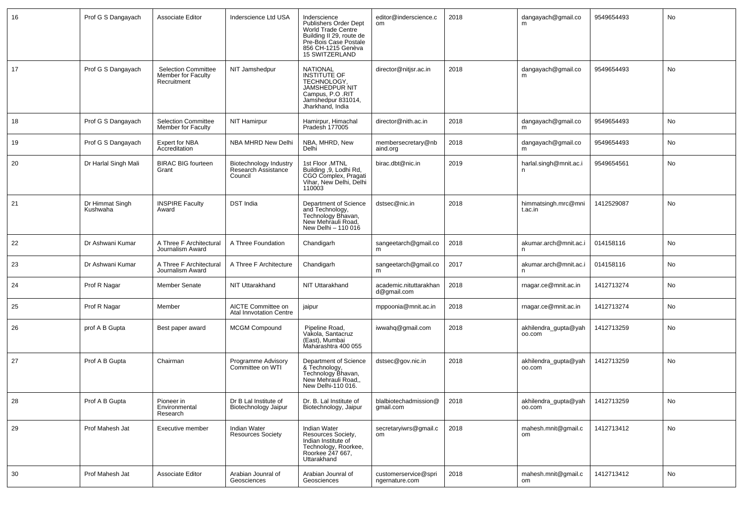| 16 | Prof G S Dangayach | Associate Editor | Inderscience Ltd USA | Inderscience Publishers Order Dept World Trade Centre Building II 29, route de Pre-Bois Case Postale 856 CH-1215 Genèva 15 SWITZERLAND | editor@inderscience.com | 2018 | dangayach@gmail.com | 9549654493 | No |
|---|---|---|---|---|---|---|---|---|---|
| 17 | Prof G S Dangayach | Selection Committee Member for Faculty Recruitment | NIT Jamshedpur | NATIONAL INSTITUTE OF TECHNOLOGY, JAMSHEDPUR NIT Campus, P.O .RIT Jamshedpur 831014, Jharkhand, India | director@nitjsr.ac.in | 2018 | dangayach@gmail.com | 9549654493 | No |
| 18 | Prof G S Dangayach | Selection Committee Member for Faculty | NIT Hamirpur | Hamirpur, Himachal Pradesh 177005 | director@nith.ac.in | 2018 | dangayach@gmail.com | 9549654493 | No |
| 19 | Prof G S Dangayach | Expert for NBA Accreditation | NBA MHRD New Delhi | NBA, MHRD, New Delhi | membersecretary@nbaind.org | 2018 | dangayach@gmail.com | 9549654493 | No |
| 20 | Dr Harlal Singh Mali | BIRAC BIG fourteen Grant | Biotechnology Industry Research Assistance Council | 1st Floor ,MTNL Building ,9, Lodhi Rd, CGO Complex, Pragati Vihar, New Delhi, Delhi 110003 | birac.dbt@nic.in | 2019 | harlal.singh@mnit.ac.in | 9549654561 | No |
| 21 | Dr Himmat Singh Kushwaha | INSPIRE Faculty Award | DST India | Department of Science and Technology, Technology Bhavan, New Mehrauli Road, New Delhi – 110 016 | dstsec@nic.in | 2018 | himmatsingh.mrc@mnit.ac.in | 1412529087 | No |
| 22 | Dr Ashwani Kumar | A Three F Architectural Journalism Award | A Three Foundation | Chandigarh | sangeetarch@gmail.com | 2018 | akumar.arch@mnit.ac.in | 014158116 | No |
| 23 | Dr Ashwani Kumar | A Three F Architectural Journalism Award | A Three F Architecture | Chandigarh | sangeetarch@gmail.com | 2017 | akumar.arch@mnit.ac.in | 014158116 | No |
| 24 | Prof R Nagar | Member Senate | NIT Uttarakhand | NIT Uttarakhand | academic.nituttarakhand@gmail.com | 2018 | rnagar.ce@mnit.ac.in | 1412713274 | No |
| 25 | Prof R Nagar | Member | AICTE Committee on Atal Innvotation Centre | jaipur | mppoonia@mnit.ac.in | 2018 | rnagar.ce@mnit.ac.in | 1412713274 | No |
| 26 | prof A B Gupta | Best paper award | MCGM Compound | Pipeline Road, Vakola, Santacruz (East), Mumbai Maharashtra 400 055 | iwwahq@gmail.com | 2018 | akhilendra_gupta@yahoo.com | 1412713259 | No |
| 27 | Prof A B Gupta | Chairman | Programme Advisory Committee on WTI | Department of Science & Technology, Technology Bhavan, New Mehrauli Road,, New Delhi-110 016. | dstsec@gov.nic.in | 2018 | akhilendra_gupta@yahoo.com | 1412713259 | No |
| 28 | Prof A B Gupta | Pioneer in Environmental Research | Dr B Lal Institute of Biotechnology Jaipur | Dr. B. Lal Institute of Biotechnology, Jaipur | blalbiotechadmission@gmail.com | 2018 | akhilendra_gupta@yahoo.com | 1412713259 | No |
| 29 | Prof Mahesh Jat | Executive member | Indian Water Resources Society | Indian Water Resources Society, Indian Institute of Technology, Roorkee, Roorkee 247 667, Uttarakhand | secretaryiwrs@gmail.com | 2018 | mahesh.mnit@gmail.com | 1412713412 | No |
| 30 | Prof Mahesh Jat | Associate Editor | Arabian Jounral of Geosciences | Arabian Jounral of Geosciences | customerservice@springernature.com | 2018 | mahesh.mnit@gmail.com | 1412713412 | No |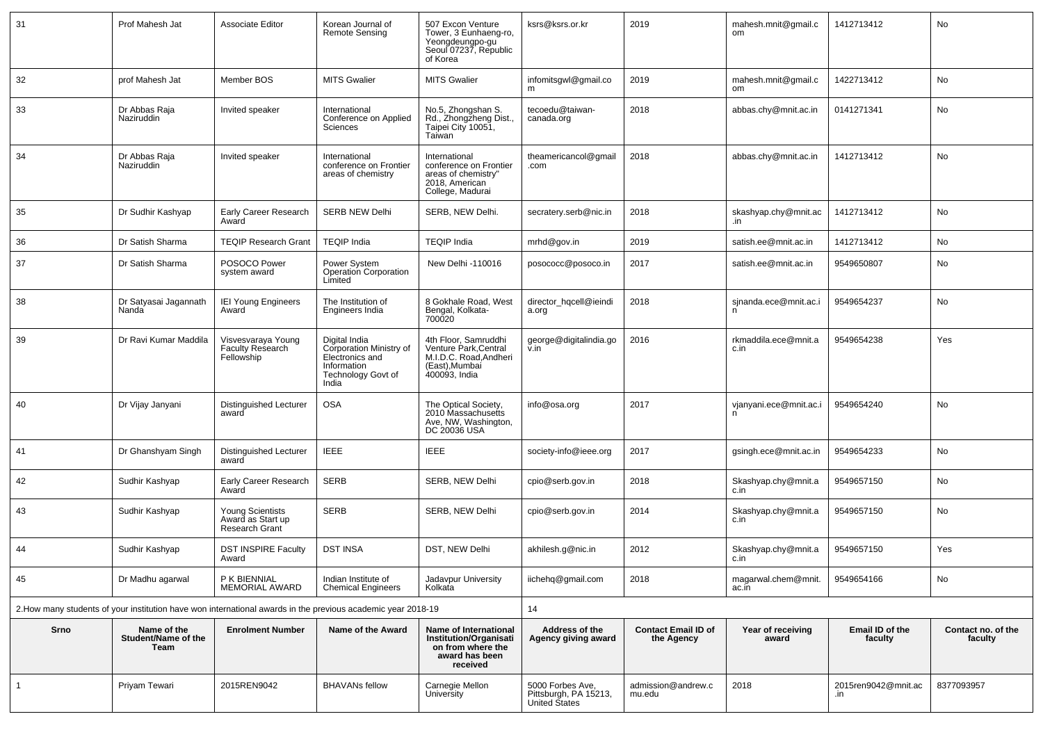| 31 | Prof Mahesh Jat | Associate Editor | Korean Journal of Remote Sensing | 507 Excon Venture Tower, 3 Eunhaeng-ro, Yeongdeungpo-gu Seoul 07237, Republic of Korea | ksrs@ksrs.or.kr | 2019 | mahesh.mnit@gmail.com | 1412713412 | No |
|---|---|---|---|---|---|---|---|---|---|
| 32 | prof Mahesh Jat | Member BOS | MITS Gwalier | MITS Gwalier | infomitsgwl@gmail.com | 2019 | mahesh.mnit@gmail.com | 1422713412 | No |
| 33 | Dr Abbas Raja Naziruddin | Invited speaker | International Conference on Applied Sciences | No.5, Zhongshan S. Rd., Zhongzheng Dist., Taipei City 10051, Taiwan | tecoedu@taiwan-canada.org | 2018 | abbas.chy@mnit.ac.in | 0141271341 | No |
| 34 | Dr Abbas Raja Naziruddin | Invited speaker | International conference on Frontier areas of chemistry | International conference on Frontier areas of chemistry" 2018, American College, Madurai | theamericancol@gmail.com | 2018 | abbas.chy@mnit.ac.in | 1412713412 | No |
| 35 | Dr Sudhir Kashyap | Early Career Research Award | SERB NEW Delhi | SERB, NEW Delhi. | secratery.serb@nic.in | 2018 | skashyap.chy@mnit.ac.in | 1412713412 | No |
| 36 | Dr Satish Sharma | TEQIP Research Grant | TEQIP India | TEQIP India | mrhd@gov.in | 2019 | satish.ee@mnit.ac.in | 1412713412 | No |
| 37 | Dr Satish Sharma | POSOCO Power system award | Power System Operation Corporation Limited | New Delhi -110016 | posococc@posoco.in | 2017 | satish.ee@mnit.ac.in | 9549650807 | No |
| 38 | Dr Satyasai Jagannath Nanda | IEI Young Engineers Award | The Institution of Engineers India | 8 Gokhale Road, West Bengal, Kolkata-700020 | director_hqcell@ieindia.org | 2018 | sjnanda.ece@mnit.ac.in | 9549654237 | No |
| 39 | Dr Ravi Kumar Maddila | Visvesvaraya Young Faculty Research Fellowship | Digital India Corporation Ministry of Electronics and Information Technology Govt of India | 4th Floor, Samruddhi Venture Park,Central M.I.D.C. Road,Andheri (East),Mumbai 400093, India | george@digitalindia.gov.in | 2016 | rkmaddila.ece@mnit.ac.in | 9549654238 | Yes |
| 40 | Dr Vijay Janyani | Distinguished Lecturer award | OSA | The Optical Society, 2010 Massachusetts Ave, NW, Washington, DC 20036 USA | info@osa.org | 2017 | vjanyani.ece@mnit.ac.in | 9549654240 | No |
| 41 | Dr Ghanshyam Singh | Distinguished Lecturer award | IEEE | IEEE | society-info@ieee.org | 2017 | gsingh.ece@mnit.ac.in | 9549654233 | No |
| 42 | Sudhir Kashyap | Early Career Research Award | SERB | SERB, NEW Delhi | cpio@serb.gov.in | 2018 | Skashyap.chy@mnit.ac.in | 9549657150 | No |
| 43 | Sudhir Kashyap | Young Scientists Award as Start up Research Grant | SERB | SERB, NEW Delhi | cpio@serb.gov.in | 2014 | Skashyap.chy@mnit.ac.in | 9549657150 | No |
| 44 | Sudhir Kashyap | DST INSPIRE Faculty Award | DST INSA | DST, NEW Delhi | akhilesh.g@nic.in | 2012 | Skashyap.chy@mnit.ac.in | 9549657150 | Yes |
| 45 | Dr Madhu agarwal | P K BIENNIAL MEMORIAL AWARD | Indian Institute of Chemical Engineers | Jadavpur University Kolkata | iichehq@gmail.com | 2018 | magarwal.chem@mnit.ac.in | 9549654166 | No |

2.How many students of your institution have won international awards in the previous academic year 2018-19 — 14

| Srno | Name of the Student/Name of the Team | Enrolment Number | Name of the Award | Name of International Institution/Organisation from where the award has been received | Address of the Agency giving award | Contact Email ID of the Agency | Year of receiving award | Email ID of the faculty | Contact no. of the faculty |
|---|---|---|---|---|---|---|---|---|---|
| 1 | Priyam Tewari | 2015REN9042 | BHAVANs fellow | Carnegie Mellon University | 5000 Forbes Ave, Pittsburgh, PA 15213, United States | admission@andrew.cmu.edu | 2018 | 2015ren9042@mnit.ac.in | 8377093957 |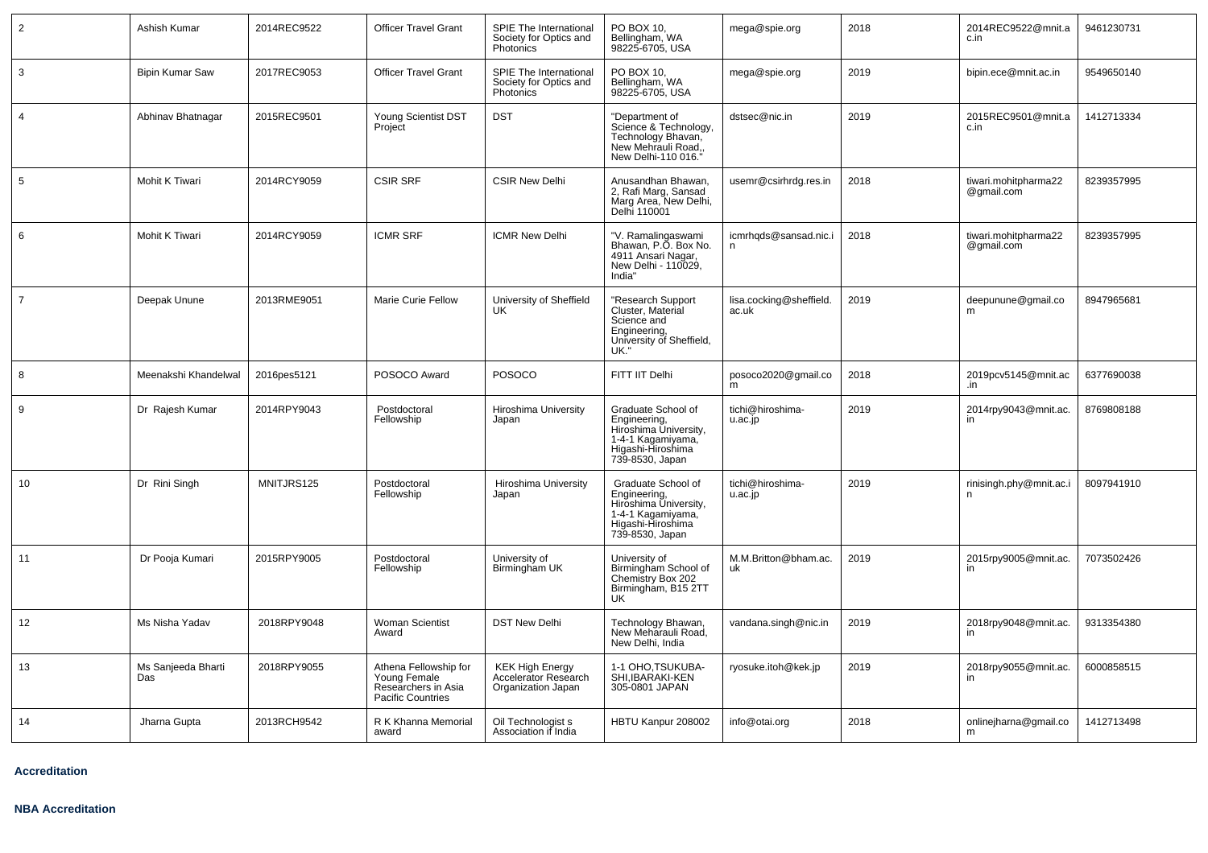| 2 | Ashish Kumar | 2014REC9522 | Officer Travel Grant | SPIE The International Society for Optics and Photonics | PO BOX 10, Bellingham, WA 98225-6705, USA | mega@spie.org | 2018 | 2014REC9522@mnit.ac.in | 9461230731 |
|---|---|---|---|---|---|---|---|---|---|
| 3 | Bipin Kumar Saw | 2017REC9053 | Officer Travel Grant | SPIE The International Society for Optics and Photonics | PO BOX 10, Bellingham, WA 98225-6705, USA | mega@spie.org | 2019 | bipin.ece@mnit.ac.in | 9549650140 |
| 4 | Abhinav Bhatnagar | 2015REC9501 | Young Scientist DST Project | DST | "Department of Science & Technology, Technology Bhavan, New Mehrauli Road,, New Delhi-110 016." | dstsec@nic.in | 2019 | 2015REC9501@mnit.ac.in | 1412713334 |
| 5 | Mohit K Tiwari | 2014RCY9059 | CSIR SRF | CSIR New Delhi | Anusandhan Bhawan, 2, Rafi Marg, Sansad Marg Area, New Delhi, Delhi 110001 | usemr@csirhrdg.res.in | 2018 | tiwari.mohitpharma22@gmail.com | 8239357995 |
| 6 | Mohit K Tiwari | 2014RCY9059 | ICMR SRF | ICMR New Delhi | "V. Ramalingaswami Bhawan, P.O. Box No. 4911 Ansari Nagar, New Delhi - 110029, India" | icmrhqds@sansad.nic.in | 2018 | tiwari.mohitpharma22@gmail.com | 8239357995 |
| 7 | Deepak Unune | 2013RME9051 | Marie Curie Fellow | University of Sheffield UK | "Research Support Cluster, Material Science and Engineering, University of Sheffield, UK." | lisa.cocking@sheffield.ac.uk | 2019 | deepunune@gmail.com | 8947965681 |
| 8 | Meenakshi Khandelwal | 2016pes5121 | POSOCO Award | POSOCO | FITT IIT Delhi | posoco2020@gmail.com | 2018 | 2019pcv5145@mnit.ac.in | 6377690038 |
| 9 | Dr Rajesh Kumar | 2014RPY9043 | Postdoctoral Fellowship | Hiroshima University Japan | Graduate School of Engineering, Hiroshima University, 1-4-1 Kagamiyama, Higashi-Hiroshima 739-8530, Japan | tichi@hiroshima-u.ac.jp | 2019 | 2014rpy9043@mnit.ac.in | 8769808188 |
| 10 | Dr Rini Singh | MNITJRS125 | Postdoctoral Fellowship | Hiroshima University Japan | Graduate School of Engineering, Hiroshima University, 1-4-1 Kagamiyama, Higashi-Hiroshima 739-8530, Japan | tichi@hiroshima-u.ac.jp | 2019 | rinisingh.phy@mnit.ac.in | 8097941910 |
| 11 | Dr Pooja Kumari | 2015RPY9005 | Postdoctoral Fellowship | University of Birmingham UK | University of Birmingham School of Chemistry Box 202 Birmingham, B15 2TT UK | M.M.Britton@bham.ac.uk | 2019 | 2015rpy9005@mnit.ac.in | 7073502426 |
| 12 | Ms Nisha Yadav | 2018RPY9048 | Woman Scientist Award | DST New Delhi | Technology Bhawan, New Meharauli Road, New Delhi, India | vandana.singh@nic.in | 2019 | 2018rpy9048@mnit.ac.in | 9313354380 |
| 13 | Ms Sanjeeda Bharti Das | 2018RPY9055 | Athena Fellowship for Young Female Researchers in Asia Pacific Countries | KEK High Energy Accelerator Research Organization Japan | 1-1 OHO,TSUKUBA-SHI,IBARAKI-KEN 305-0801 JAPAN | ryosuke.itoh@kek.jp | 2019 | 2018rpy9055@mnit.ac.in | 6000858515 |
| 14 | Jharna Gupta | 2013RCH9542 | R K Khanna Memorial award | Oil Technologist s Association if India | HBTU Kanpur 208002 | info@otai.org | 2018 | onlinejharna@gmail.com | 1412713498 |

**Accreditation**

**NBA Accreditation**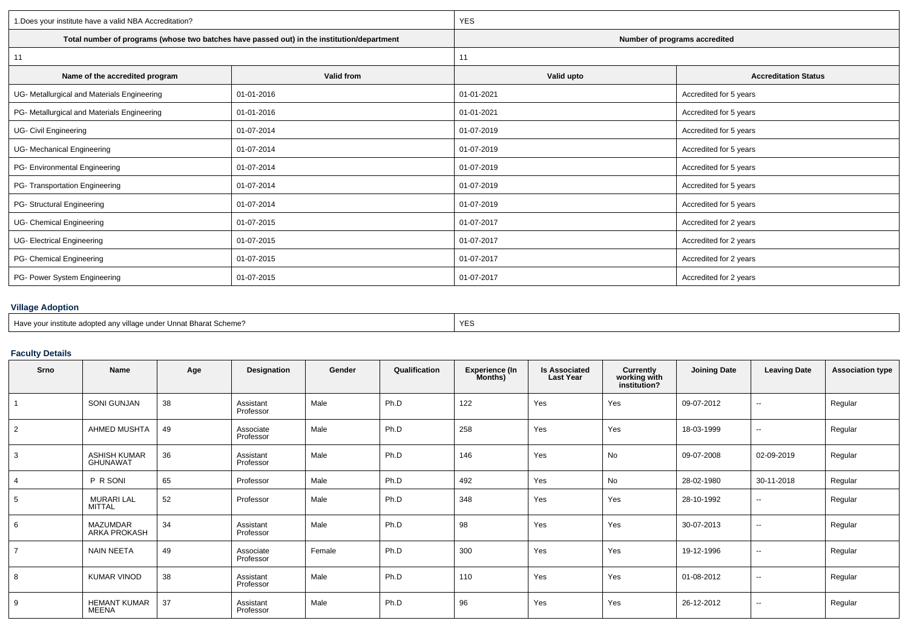| 1.Does your institute have a valid NBA Accreditation? | | YES | |
|---|---|---|---|
| Total number of programs (whose two batches have passed out) in the institution/department | | Number of programs accredited | |
| 11 | | 11 | |
| **Name of the accredited program** | **Valid from** | **Valid upto** | **Accreditation Status** |
| UG- Metallurgical and Materials Engineering | 01-01-2016 | 01-01-2021 | Accredited for 5 years |
| PG- Metallurgical and Materials Engineering | 01-01-2016 | 01-01-2021 | Accredited for 5 years |
| UG- Civil Engineering | 01-07-2014 | 01-07-2019 | Accredited for 5 years |
| UG- Mechanical Engineering | 01-07-2014 | 01-07-2019 | Accredited for 5 years |
| PG- Environmental Engineering | 01-07-2014 | 01-07-2019 | Accredited for 5 years |
| PG- Transportation Engineering | 01-07-2014 | 01-07-2019 | Accredited for 5 years |
| PG- Structural Engineering | 01-07-2014 | 01-07-2019 | Accredited for 5 years |
| UG- Chemical Engineering | 01-07-2015 | 01-07-2017 | Accredited for 2 years |
| UG- Electrical Engineering | 01-07-2015 | 01-07-2017 | Accredited for 2 years |
| PG- Chemical Engineering | 01-07-2015 | 01-07-2017 | Accredited for 2 years |
| PG- Power System Engineering | 01-07-2015 | 01-07-2017 | Accredited for 2 years |

### Village Adoption

| Have your institute adopted any village under Unnat Bharat Scheme? | YES |
|---|---|

### Faculty Details

| Srno | Name | Age | Designation | Gender | Qualification | Experience (In Months) | Is Associated Last Year | Currently working with institution? | Joining Date | Leaving Date | Association type |
|---|---|---|---|---|---|---|---|---|---|---|---|
| 1 | SONI GUNJAN | 38 | Assistant Professor | Male | Ph.D | 122 | Yes | Yes | 09-07-2012 | -- | Regular |
| 2 | AHMED MUSHTA | 49 | Associate Professor | Male | Ph.D | 258 | Yes | Yes | 18-03-1999 | -- | Regular |
| 3 | ASHISH KUMAR GHUNAWAT | 36 | Assistant Professor | Male | Ph.D | 146 | Yes | No | 09-07-2008 | 02-09-2019 | Regular |
| 4 | P R SONI | 65 | Professor | Male | Ph.D | 492 | Yes | No | 28-02-1980 | 30-11-2018 | Regular |
| 5 | MURARI LAL MITTAL | 52 | Professor | Male | Ph.D | 348 | Yes | Yes | 28-10-1992 | -- | Regular |
| 6 | MAZUMDAR ARKA PROKASH | 34 | Assistant Professor | Male | Ph.D | 98 | Yes | Yes | 30-07-2013 | -- | Regular |
| 7 | NAIN NEETA | 49 | Associate Professor | Female | Ph.D | 300 | Yes | Yes | 19-12-1996 | -- | Regular |
| 8 | KUMAR VINOD | 38 | Assistant Professor | Male | Ph.D | 110 | Yes | Yes | 01-08-2012 | -- | Regular |
| 9 | HEMANT KUMAR MEENA | 37 | Assistant Professor | Male | Ph.D | 96 | Yes | Yes | 26-12-2012 | -- | Regular |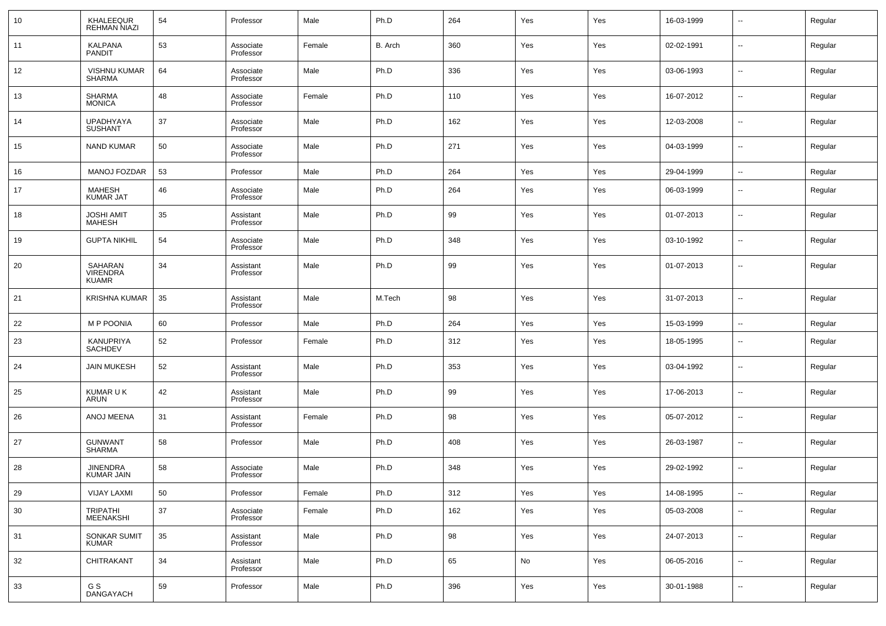| 10 | KHALEEQUR REHMAN NIAZI | 54 | Professor | Male | Ph.D | 264 | Yes | Yes | 16-03-1999 | -- | Regular |
|---|---|---|---|---|---|---|---|---|---|---|---|
| 11 | KALPANA PANDIT | 53 | Associate Professor | Female | B. Arch | 360 | Yes | Yes | 02-02-1991 | -- | Regular |
| 12 | VISHNU KUMAR SHARMA | 64 | Associate Professor | Male | Ph.D | 336 | Yes | Yes | 03-06-1993 | -- | Regular |
| 13 | SHARMA MONICA | 48 | Associate Professor | Female | Ph.D | 110 | Yes | Yes | 16-07-2012 | -- | Regular |
| 14 | UPADHYAYA SUSHANT | 37 | Associate Professor | Male | Ph.D | 162 | Yes | Yes | 12-03-2008 | -- | Regular |
| 15 | NAND KUMAR | 50 | Associate Professor | Male | Ph.D | 271 | Yes | Yes | 04-03-1999 | -- | Regular |
| 16 | MANOJ FOZDAR | 53 | Professor | Male | Ph.D | 264 | Yes | Yes | 29-04-1999 | -- | Regular |
| 17 | MAHESH KUMAR JAT | 46 | Associate Professor | Male | Ph.D | 264 | Yes | Yes | 06-03-1999 | -- | Regular |
| 18 | JOSHI AMIT MAHESH | 35 | Assistant Professor | Male | Ph.D | 99 | Yes | Yes | 01-07-2013 | -- | Regular |
| 19 | GUPTA NIKHIL | 54 | Associate Professor | Male | Ph.D | 348 | Yes | Yes | 03-10-1992 | -- | Regular |
| 20 | SAHARAN VIRENDRA KUAMR | 34 | Assistant Professor | Male | Ph.D | 99 | Yes | Yes | 01-07-2013 | -- | Regular |
| 21 | KRISHNA KUMAR | 35 | Assistant Professor | Male | M.Tech | 98 | Yes | Yes | 31-07-2013 | -- | Regular |
| 22 | M P POONIA | 60 | Professor | Male | Ph.D | 264 | Yes | Yes | 15-03-1999 | -- | Regular |
| 23 | KANUPRIYA SACHDEV | 52 | Professor | Female | Ph.D | 312 | Yes | Yes | 18-05-1995 | -- | Regular |
| 24 | JAIN MUKESH | 52 | Assistant Professor | Male | Ph.D | 353 | Yes | Yes | 03-04-1992 | -- | Regular |
| 25 | KUMAR U K ARUN | 42 | Assistant Professor | Male | Ph.D | 99 | Yes | Yes | 17-06-2013 | -- | Regular |
| 26 | ANOJ MEENA | 31 | Assistant Professor | Female | Ph.D | 98 | Yes | Yes | 05-07-2012 | -- | Regular |
| 27 | GUNWANT SHARMA | 58 | Professor | Male | Ph.D | 408 | Yes | Yes | 26-03-1987 | -- | Regular |
| 28 | JINENDRA KUMAR JAIN | 58 | Associate Professor | Male | Ph.D | 348 | Yes | Yes | 29-02-1992 | -- | Regular |
| 29 | VIJAY LAXMI | 50 | Professor | Female | Ph.D | 312 | Yes | Yes | 14-08-1995 | -- | Regular |
| 30 | TRIPATHI MEENAKSHI | 37 | Associate Professor | Female | Ph.D | 162 | Yes | Yes | 05-03-2008 | -- | Regular |
| 31 | SONKAR SUMIT KUMAR | 35 | Assistant Professor | Male | Ph.D | 98 | Yes | Yes | 24-07-2013 | -- | Regular |
| 32 | CHITRAKANT | 34 | Assistant Professor | Male | Ph.D | 65 | No | Yes | 06-05-2016 | -- | Regular |
| 33 | G S DANGAYACH | 59 | Professor | Male | Ph.D | 396 | Yes | Yes | 30-01-1988 | -- | Regular |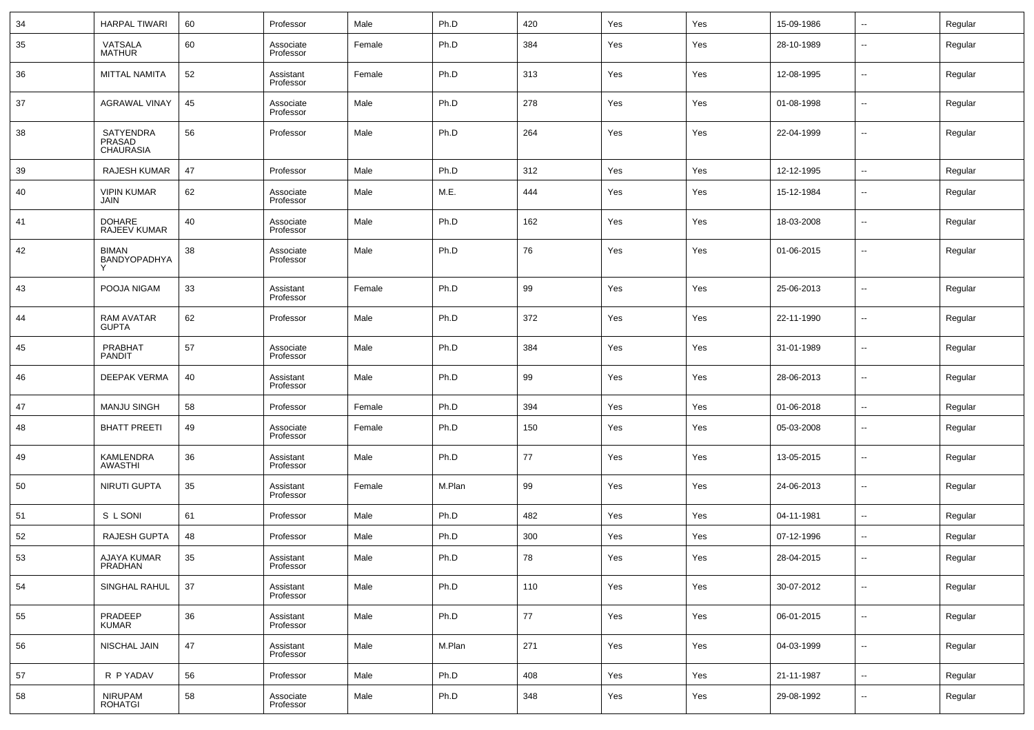| 34 | HARPAL TIWARI | 60 | Professor | Male | Ph.D | 420 | Yes | Yes | 15-09-1986 | -- | Regular |
|---|---|---|---|---|---|---|---|---|---|---|---|
| 35 | VATSALA MATHUR | 60 | Associate Professor | Female | Ph.D | 384 | Yes | Yes | 28-10-1989 | -- | Regular |
| 36 | MITTAL NAMITA | 52 | Assistant Professor | Female | Ph.D | 313 | Yes | Yes | 12-08-1995 | -- | Regular |
| 37 | AGRAWAL VINAY | 45 | Associate Professor | Male | Ph.D | 278 | Yes | Yes | 01-08-1998 | -- | Regular |
| 38 | SATYENDRA PRASAD CHAURASIA | 56 | Professor | Male | Ph.D | 264 | Yes | Yes | 22-04-1999 | -- | Regular |
| 39 | RAJESH KUMAR | 47 | Professor | Male | Ph.D | 312 | Yes | Yes | 12-12-1995 | -- | Regular |
| 40 | VIPIN KUMAR JAIN | 62 | Associate Professor | Male | M.E. | 444 | Yes | Yes | 15-12-1984 | -- | Regular |
| 41 | DOHARE RAJEEV KUMAR | 40 | Associate Professor | Male | Ph.D | 162 | Yes | Yes | 18-03-2008 | -- | Regular |
| 42 | BIMAN BANDYOPADHYAY | 38 | Associate Professor | Male | Ph.D | 76 | Yes | Yes | 01-06-2015 | -- | Regular |
| 43 | POOJA NIGAM | 33 | Assistant Professor | Female | Ph.D | 99 | Yes | Yes | 25-06-2013 | -- | Regular |
| 44 | RAM AVATAR GUPTA | 62 | Professor | Male | Ph.D | 372 | Yes | Yes | 22-11-1990 | -- | Regular |
| 45 | PRABHAT PANDIT | 57 | Associate Professor | Male | Ph.D | 384 | Yes | Yes | 31-01-1989 | -- | Regular |
| 46 | DEEPAK VERMA | 40 | Assistant Professor | Male | Ph.D | 99 | Yes | Yes | 28-06-2013 | -- | Regular |
| 47 | MANJU SINGH | 58 | Professor | Female | Ph.D | 394 | Yes | Yes | 01-06-2018 | -- | Regular |
| 48 | BHATT PREETI | 49 | Associate Professor | Female | Ph.D | 150 | Yes | Yes | 05-03-2008 | -- | Regular |
| 49 | KAMLENDRA AWASTHI | 36 | Assistant Professor | Male | Ph.D | 77 | Yes | Yes | 13-05-2015 | -- | Regular |
| 50 | NIRUTI GUPTA | 35 | Assistant Professor | Female | M.Plan | 99 | Yes | Yes | 24-06-2013 | -- | Regular |
| 51 | S L SONI | 61 | Professor | Male | Ph.D | 482 | Yes | Yes | 04-11-1981 | -- | Regular |
| 52 | RAJESH GUPTA | 48 | Professor | Male | Ph.D | 300 | Yes | Yes | 07-12-1996 | -- | Regular |
| 53 | AJAYA KUMAR PRADHAN | 35 | Assistant Professor | Male | Ph.D | 78 | Yes | Yes | 28-04-2015 | -- | Regular |
| 54 | SINGHAL RAHUL | 37 | Assistant Professor | Male | Ph.D | 110 | Yes | Yes | 30-07-2012 | -- | Regular |
| 55 | PRADEEP KUMAR | 36 | Assistant Professor | Male | Ph.D | 77 | Yes | Yes | 06-01-2015 | -- | Regular |
| 56 | NISCHAL JAIN | 47 | Assistant Professor | Male | M.Plan | 271 | Yes | Yes | 04-03-1999 | -- | Regular |
| 57 | R P YADAV | 56 | Professor | Male | Ph.D | 408 | Yes | Yes | 21-11-1987 | -- | Regular |
| 58 | NIRUPAM ROHATGI | 58 | Associate Professor | Male | Ph.D | 348 | Yes | Yes | 29-08-1992 | -- | Regular |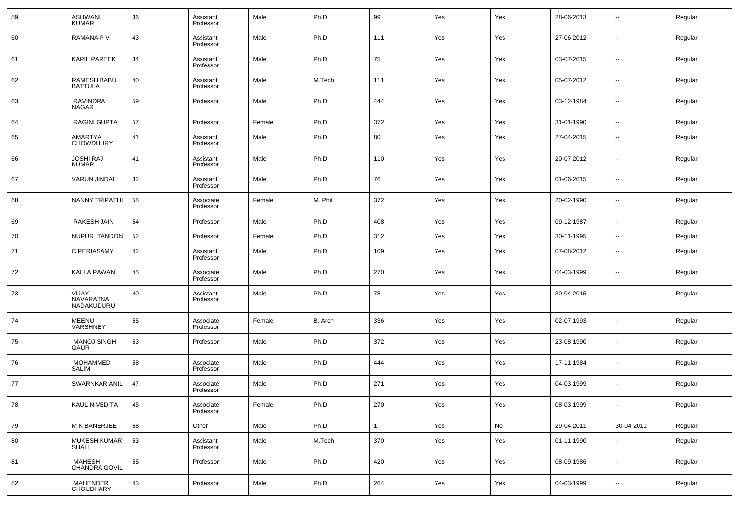| 59 | ASHWANI KUMAR | 36 | Assistant Professor | Male | Ph.D | 99 | Yes | Yes | 28-06-2013 | -- | Regular |
|---|---|---|---|---|---|---|---|---|---|---|---|
| 60 | RAMANA P V | 43 | Assistant Professor | Male | Ph.D | 111 | Yes | Yes | 27-06-2012 | -- | Regular |
| 61 | KAPIL PAREEK | 34 | Assistant Professor | Male | Ph.D | 75 | Yes | Yes | 03-07-2015 | -- | Regular |
| 62 | RAMESH BABU BATTULA | 40 | Assistant Professor | Male | M.Tech | 111 | Yes | Yes | 05-07-2012 | -- | Regular |
| 63 | RAVINDRA NAGAR | 59 | Professor | Male | Ph.D | 444 | Yes | Yes | 03-12-1984 | -- | Regular |
| 64 | RAGINI GUPTA | 57 | Professor | Female | Ph.D | 372 | Yes | Yes | 31-01-1990 | -- | Regular |
| 65 | AMARTYA CHOWDHURY | 41 | Assistant Professor | Male | Ph.D | 80 | Yes | Yes | 27-04-2015 | -- | Regular |
| 66 | JOSHI RAJ KUMAR | 41 | Assistant Professor | Male | Ph.D | 110 | Yes | Yes | 20-07-2012 | -- | Regular |
| 67 | VARUN JINDAL | 32 | Assistant Professor | Male | Ph.D | 76 | Yes | Yes | 01-06-2015 | -- | Regular |
| 68 | NANNY TRIPATHI | 58 | Associate Professor | Female | M. Phil | 372 | Yes | Yes | 20-02-1990 | -- | Regular |
| 69 | RAKESH JAIN | 54 | Professor | Male | Ph.D | 408 | Yes | Yes | 09-12-1987 | -- | Regular |
| 70 | NUPUR TANDON | 52 | Professor | Female | Ph.D | 312 | Yes | Yes | 30-11-1995 | -- | Regular |
| 71 | C PERIASAMY | 42 | Assistant Professor | Male | Ph.D | 109 | Yes | Yes | 07-08-2012 | -- | Regular |
| 72 | KALLA PAWAN | 45 | Associate Professor | Male | Ph.D | 270 | Yes | Yes | 04-03-1999 | -- | Regular |
| 73 | VIJAY NAVARATNA NADAKUDURU | 40 | Assistant Professor | Male | Ph.D | 78 | Yes | Yes | 30-04-2015 | -- | Regular |
| 74 | MEENU VARSHNEY | 55 | Associate Professor | Female | B. Arch | 336 | Yes | Yes | 02-07-1993 | -- | Regular |
| 75 | MANOJ SINGH GAUR | 53 | Professor | Male | Ph.D | 372 | Yes | Yes | 23-08-1990 | -- | Regular |
| 76 | MOHAMMED SALIM | 58 | Associate Professor | Male | Ph.D | 444 | Yes | Yes | 17-11-1984 | -- | Regular |
| 77 | SWARNKAR ANIL | 47 | Associate Professor | Male | Ph.D | 271 | Yes | Yes | 04-03-1999 | -- | Regular |
| 78 | KAUL NIVEDITA | 45 | Associate Professor | Female | Ph.D | 270 | Yes | Yes | 08-03-1999 | -- | Regular |
| 79 | M K BANERJEE | 68 | Other | Male | Ph.D | 1 | Yes | No | 29-04-2011 | 30-04-2011 | Regular |
| 80 | MUKESH KUMAR SHAH | 53 | Assistant Professor | Male | M.Tech | 370 | Yes | Yes | 01-11-1990 | -- | Regular |
| 81 | MAHESH CHANDRA GOVIL | 55 | Professor | Male | Ph.D | 420 | Yes | Yes | 08-09-1986 | -- | Regular |
| 82 | MAHENDER CHOUDHARY | 43 | Professor | Male | Ph.D | 264 | Yes | Yes | 04-03-1999 | -- | Regular |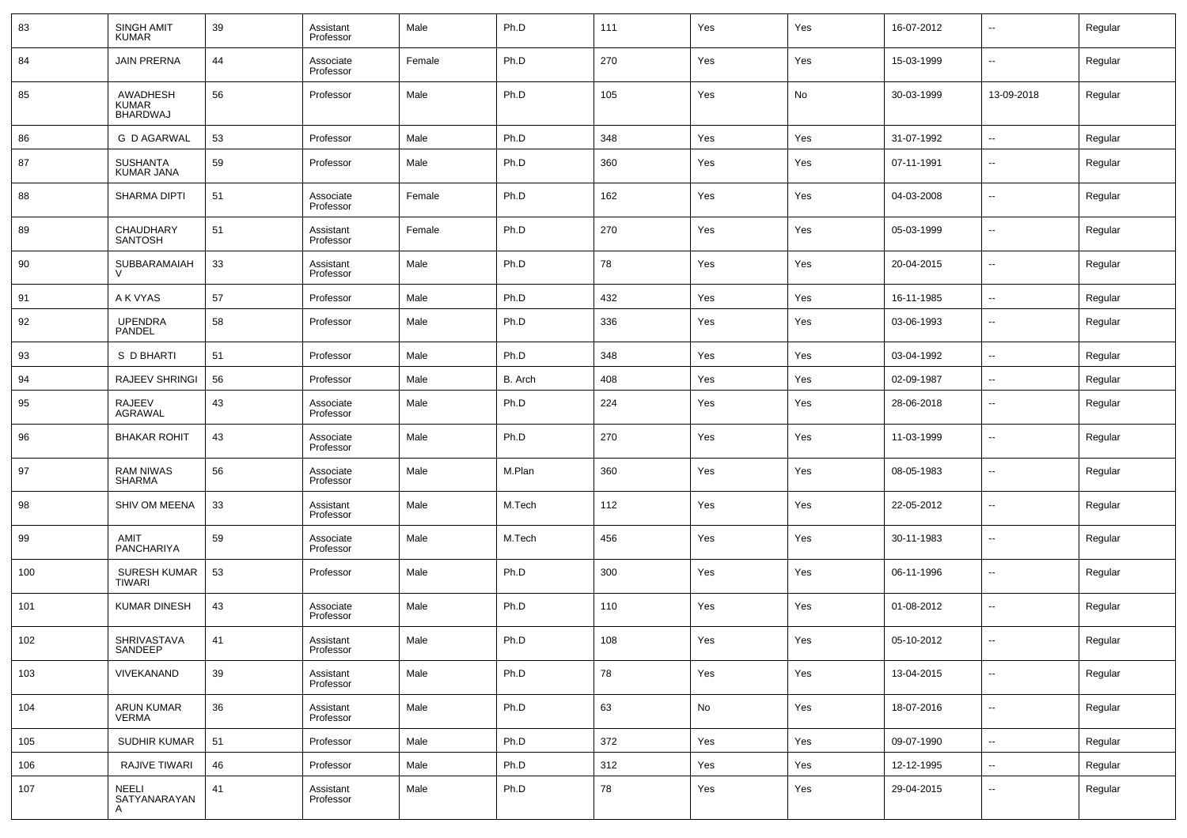| 83 | SINGH AMIT KUMAR | 39 | Assistant Professor | Male | Ph.D | 111 | Yes | Yes | 16-07-2012 | -- | Regular |
|---|---|---|---|---|---|---|---|---|---|---|---|
| 84 | JAIN PRERNA | 44 | Associate Professor | Female | Ph.D | 270 | Yes | Yes | 15-03-1999 | -- | Regular |
| 85 | AWADHESH KUMAR BHARDWAJ | 56 | Professor | Male | Ph.D | 105 | Yes | No | 30-03-1999 | 13-09-2018 | Regular |
| 86 | G D AGARWAL | 53 | Professor | Male | Ph.D | 348 | Yes | Yes | 31-07-1992 | -- | Regular |
| 87 | SUSHANTA KUMAR JANA | 59 | Professor | Male | Ph.D | 360 | Yes | Yes | 07-11-1991 | -- | Regular |
| 88 | SHARMA DIPTI | 51 | Associate Professor | Female | Ph.D | 162 | Yes | Yes | 04-03-2008 | -- | Regular |
| 89 | CHAUDHARY SANTOSH | 51 | Assistant Professor | Female | Ph.D | 270 | Yes | Yes | 05-03-1999 | -- | Regular |
| 90 | SUBBARAMAIAH V | 33 | Assistant Professor | Male | Ph.D | 78 | Yes | Yes | 20-04-2015 | -- | Regular |
| 91 | A K VYAS | 57 | Professor | Male | Ph.D | 432 | Yes | Yes | 16-11-1985 | -- | Regular |
| 92 | UPENDRA PANDEL | 58 | Professor | Male | Ph.D | 336 | Yes | Yes | 03-06-1993 | -- | Regular |
| 93 | S D BHARTI | 51 | Professor | Male | Ph.D | 348 | Yes | Yes | 03-04-1992 | -- | Regular |
| 94 | RAJEEV SHRINGI | 56 | Professor | Male | B. Arch | 408 | Yes | Yes | 02-09-1987 | -- | Regular |
| 95 | RAJEEV AGRAWAL | 43 | Associate Professor | Male | Ph.D | 224 | Yes | Yes | 28-06-2018 | -- | Regular |
| 96 | BHAKAR ROHIT | 43 | Associate Professor | Male | Ph.D | 270 | Yes | Yes | 11-03-1999 | -- | Regular |
| 97 | RAM NIWAS SHARMA | 56 | Associate Professor | Male | M.Plan | 360 | Yes | Yes | 08-05-1983 | -- | Regular |
| 98 | SHIV OM MEENA | 33 | Assistant Professor | Male | M.Tech | 112 | Yes | Yes | 22-05-2012 | -- | Regular |
| 99 | AMIT PANCHARIYA | 59 | Associate Professor | Male | M.Tech | 456 | Yes | Yes | 30-11-1983 | -- | Regular |
| 100 | SURESH KUMAR TIWARI | 53 | Professor | Male | Ph.D | 300 | Yes | Yes | 06-11-1996 | -- | Regular |
| 101 | KUMAR DINESH | 43 | Associate Professor | Male | Ph.D | 110 | Yes | Yes | 01-08-2012 | -- | Regular |
| 102 | SHRIVASTAVA SANDEEP | 41 | Assistant Professor | Male | Ph.D | 108 | Yes | Yes | 05-10-2012 | -- | Regular |
| 103 | VIVEKANAND | 39 | Assistant Professor | Male | Ph.D | 78 | Yes | Yes | 13-04-2015 | -- | Regular |
| 104 | ARUN KUMAR VERMA | 36 | Assistant Professor | Male | Ph.D | 63 | No | Yes | 18-07-2016 | -- | Regular |
| 105 | SUDHIR KUMAR | 51 | Professor | Male | Ph.D | 372 | Yes | Yes | 09-07-1990 | -- | Regular |
| 106 | RAJIVE TIWARI | 46 | Professor | Male | Ph.D | 312 | Yes | Yes | 12-12-1995 | -- | Regular |
| 107 | NEELI SATYANARAYANA | 41 | Assistant Professor | Male | Ph.D | 78 | Yes | Yes | 29-04-2015 | -- | Regular |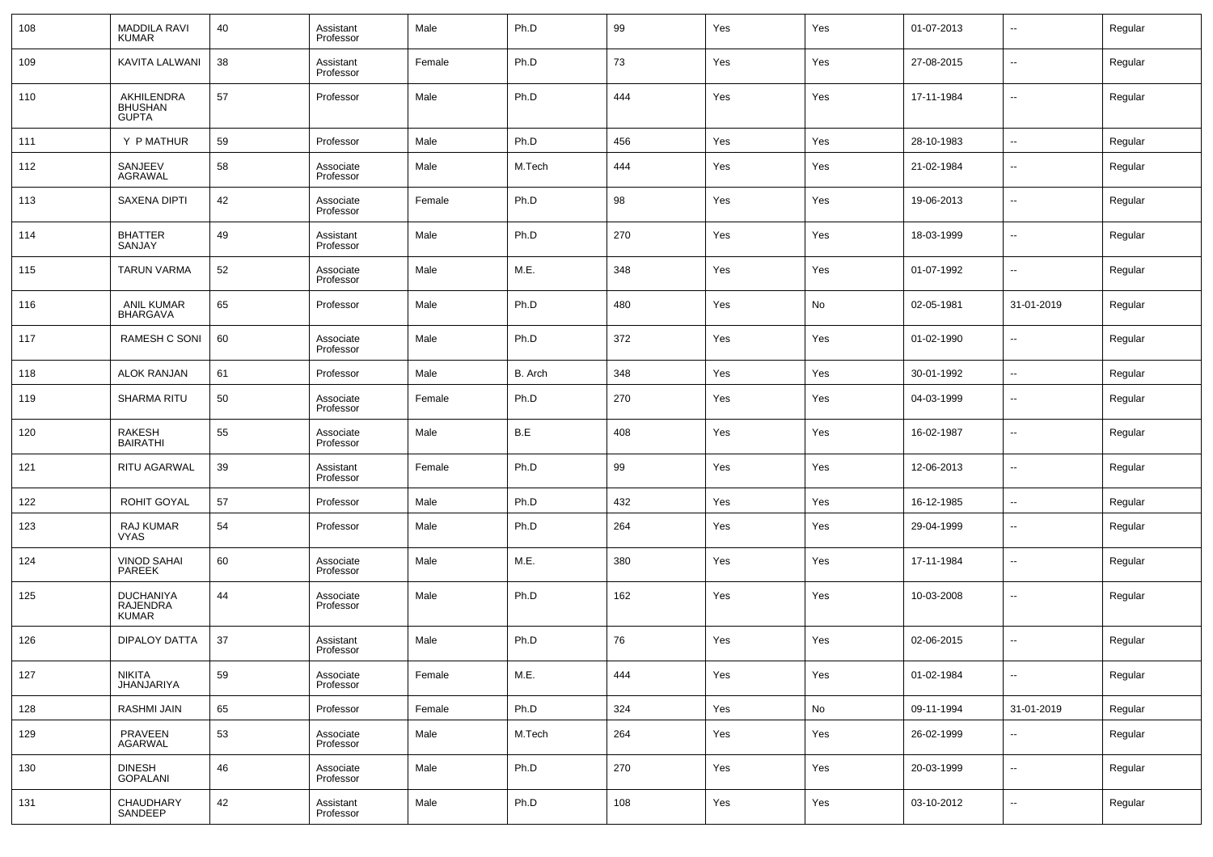| 108 | MADDILA RAVI KUMAR | 40 | Assistant Professor | Male | Ph.D | 99 | Yes | Yes | 01-07-2013 | -- | Regular |
|---|---|---|---|---|---|---|---|---|---|---|---|
| 109 | KAVITA LALWANI | 38 | Assistant Professor | Female | Ph.D | 73 | Yes | Yes | 27-08-2015 | -- | Regular |
| 110 | AKHILENDRA BHUSHAN GUPTA | 57 | Professor | Male | Ph.D | 444 | Yes | Yes | 17-11-1984 | -- | Regular |
| 111 | Y P MATHUR | 59 | Professor | Male | Ph.D | 456 | Yes | Yes | 28-10-1983 | -- | Regular |
| 112 | SANJEEV AGRAWAL | 58 | Associate Professor | Male | M.Tech | 444 | Yes | Yes | 21-02-1984 | -- | Regular |
| 113 | SAXENA DIPTI | 42 | Associate Professor | Female | Ph.D | 98 | Yes | Yes | 19-06-2013 | -- | Regular |
| 114 | BHATTER SANJAY | 49 | Assistant Professor | Male | Ph.D | 270 | Yes | Yes | 18-03-1999 | -- | Regular |
| 115 | TARUN VARMA | 52 | Associate Professor | Male | M.E. | 348 | Yes | Yes | 01-07-1992 | -- | Regular |
| 116 | ANIL KUMAR BHARGAVA | 65 | Professor | Male | Ph.D | 480 | Yes | No | 02-05-1981 | 31-01-2019 | Regular |
| 117 | RAMESH C SONI | 60 | Associate Professor | Male | Ph.D | 372 | Yes | Yes | 01-02-1990 | -- | Regular |
| 118 | ALOK RANJAN | 61 | Professor | Male | B. Arch | 348 | Yes | Yes | 30-01-1992 | -- | Regular |
| 119 | SHARMA RITU | 50 | Associate Professor | Female | Ph.D | 270 | Yes | Yes | 04-03-1999 | -- | Regular |
| 120 | RAKESH BAIRATHI | 55 | Associate Professor | Male | B.E | 408 | Yes | Yes | 16-02-1987 | -- | Regular |
| 121 | RITU AGARWAL | 39 | Assistant Professor | Female | Ph.D | 99 | Yes | Yes | 12-06-2013 | -- | Regular |
| 122 | ROHIT GOYAL | 57 | Professor | Male | Ph.D | 432 | Yes | Yes | 16-12-1985 | -- | Regular |
| 123 | RAJ KUMAR VYAS | 54 | Professor | Male | Ph.D | 264 | Yes | Yes | 29-04-1999 | -- | Regular |
| 124 | VINOD SAHAI PAREEK | 60 | Associate Professor | Male | M.E. | 380 | Yes | Yes | 17-11-1984 | -- | Regular |
| 125 | DUCHANIYA RAJENDRA KUMAR | 44 | Associate Professor | Male | Ph.D | 162 | Yes | Yes | 10-03-2008 | -- | Regular |
| 126 | DIPALOY DATTA | 37 | Assistant Professor | Male | Ph.D | 76 | Yes | Yes | 02-06-2015 | -- | Regular |
| 127 | NIKITA JHANJARIYA | 59 | Associate Professor | Female | M.E. | 444 | Yes | Yes | 01-02-1984 | -- | Regular |
| 128 | RASHMI JAIN | 65 | Professor | Female | Ph.D | 324 | Yes | No | 09-11-1994 | 31-01-2019 | Regular |
| 129 | PRAVEEN AGARWAL | 53 | Associate Professor | Male | M.Tech | 264 | Yes | Yes | 26-02-1999 | -- | Regular |
| 130 | DINESH GOPALANI | 46 | Associate Professor | Male | Ph.D | 270 | Yes | Yes | 20-03-1999 | -- | Regular |
| 131 | CHAUDHARY SANDEEP | 42 | Assistant Professor | Male | Ph.D | 108 | Yes | Yes | 03-10-2012 | -- | Regular |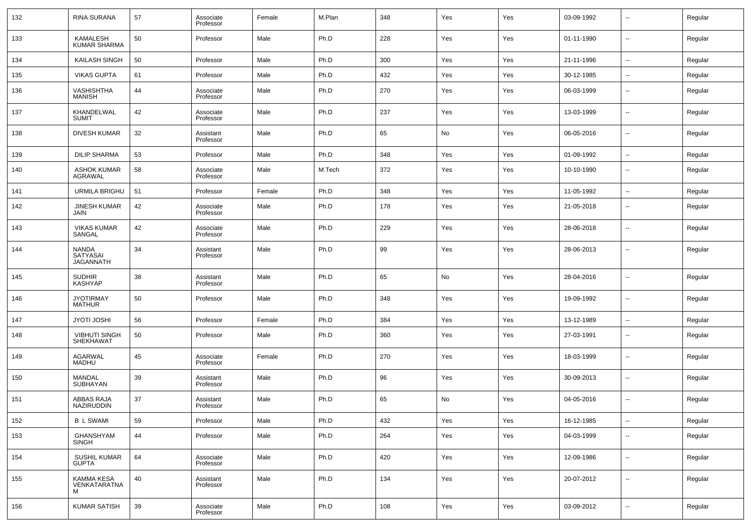| | | | | | | | | | | | |
|---|---|---|---|---|---|---|---|---|---|---|---|
| 132 | RINA SURANA | 57 | Associate Professor | Female | M.Plan | 348 | Yes | Yes | 03-09-1992 | -- | Regular |
| 133 | KAMALESH KUMAR SHARMA | 50 | Professor | Male | Ph.D | 228 | Yes | Yes | 01-11-1990 | -- | Regular |
| 134 | KAILASH SINGH | 50 | Professor | Male | Ph.D | 300 | Yes | Yes | 21-11-1996 | -- | Regular |
| 135 | VIKAS GUPTA | 61 | Professor | Male | Ph.D | 432 | Yes | Yes | 30-12-1985 | -- | Regular |
| 136 | VASHISHTHA MANISH | 44 | Associate Professor | Male | Ph.D | 270 | Yes | Yes | 06-03-1999 | -- | Regular |
| 137 | KHANDELWAL SUMIT | 42 | Associate Professor | Male | Ph.D | 237 | Yes | Yes | 13-03-1999 | -- | Regular |
| 138 | DIVESH KUMAR | 32 | Assistant Professor | Male | Ph.D | 65 | No | Yes | 06-05-2016 | -- | Regular |
| 139 | DILIP SHARMA | 53 | Professor | Male | Ph.D | 348 | Yes | Yes | 01-09-1992 | -- | Regular |
| 140 | ASHOK KUMAR AGRAWAL | 58 | Associate Professor | Male | M.Tech | 372 | Yes | Yes | 10-10-1990 | -- | Regular |
| 141 | URMILA BRIGHU | 51 | Professor | Female | Ph.D | 348 | Yes | Yes | 11-05-1992 | -- | Regular |
| 142 | JINESH KUMAR JAIN | 42 | Associate Professor | Male | Ph.D | 178 | Yes | Yes | 21-05-2018 | -- | Regular |
| 143 | VIKAS KUMAR SANGAL | 42 | Associate Professor | Male | Ph.D | 229 | Yes | Yes | 28-06-2018 | -- | Regular |
| 144 | NANDA SATYASAI JAGANNATH | 34 | Assistant Professor | Male | Ph.D | 99 | Yes | Yes | 28-06-2013 | -- | Regular |
| 145 | SUDHIR KASHYAP | 38 | Assistant Professor | Male | Ph.D | 65 | No | Yes | 28-04-2016 | -- | Regular |
| 146 | JYOTIRMAY MATHUR | 50 | Professor | Male | Ph.D | 348 | Yes | Yes | 19-09-1992 | -- | Regular |
| 147 | JYOTI JOSHI | 56 | Professor | Female | Ph.D | 384 | Yes | Yes | 13-12-1989 | -- | Regular |
| 148 | VIBHUTI SINGH SHEKHAWAT | 50 | Professor | Male | Ph.D | 360 | Yes | Yes | 27-03-1991 | -- | Regular |
| 149 | AGARWAL MADHU | 45 | Associate Professor | Female | Ph.D | 270 | Yes | Yes | 18-03-1999 | -- | Regular |
| 150 | MANDAL SUBHAYAN | 39 | Assistant Professor | Male | Ph.D | 96 | Yes | Yes | 30-09-2013 | -- | Regular |
| 151 | ABBAS RAJA NAZIRUDDIN | 37 | Assistant Professor | Male | Ph.D | 65 | No | Yes | 04-05-2016 | -- | Regular |
| 152 | B L SWAMI | 59 | Professor | Male | Ph.D | 432 | Yes | Yes | 16-12-1985 | -- | Regular |
| 153 | GHANSHYAM SINGH | 44 | Professor | Male | Ph.D | 264 | Yes | Yes | 04-03-1999 | -- | Regular |
| 154 | SUSHIL KUMAR GUPTA | 64 | Associate Professor | Male | Ph.D | 420 | Yes | Yes | 12-09-1986 | -- | Regular |
| 155 | KAMMA KESA VENKATARATNAM | 40 | Assistant Professor | Male | Ph.D | 134 | Yes | Yes | 20-07-2012 | -- | Regular |
| 156 | KUMAR SATISH | 39 | Associate Professor | Male | Ph.D | 108 | Yes | Yes | 03-09-2012 | -- | Regular |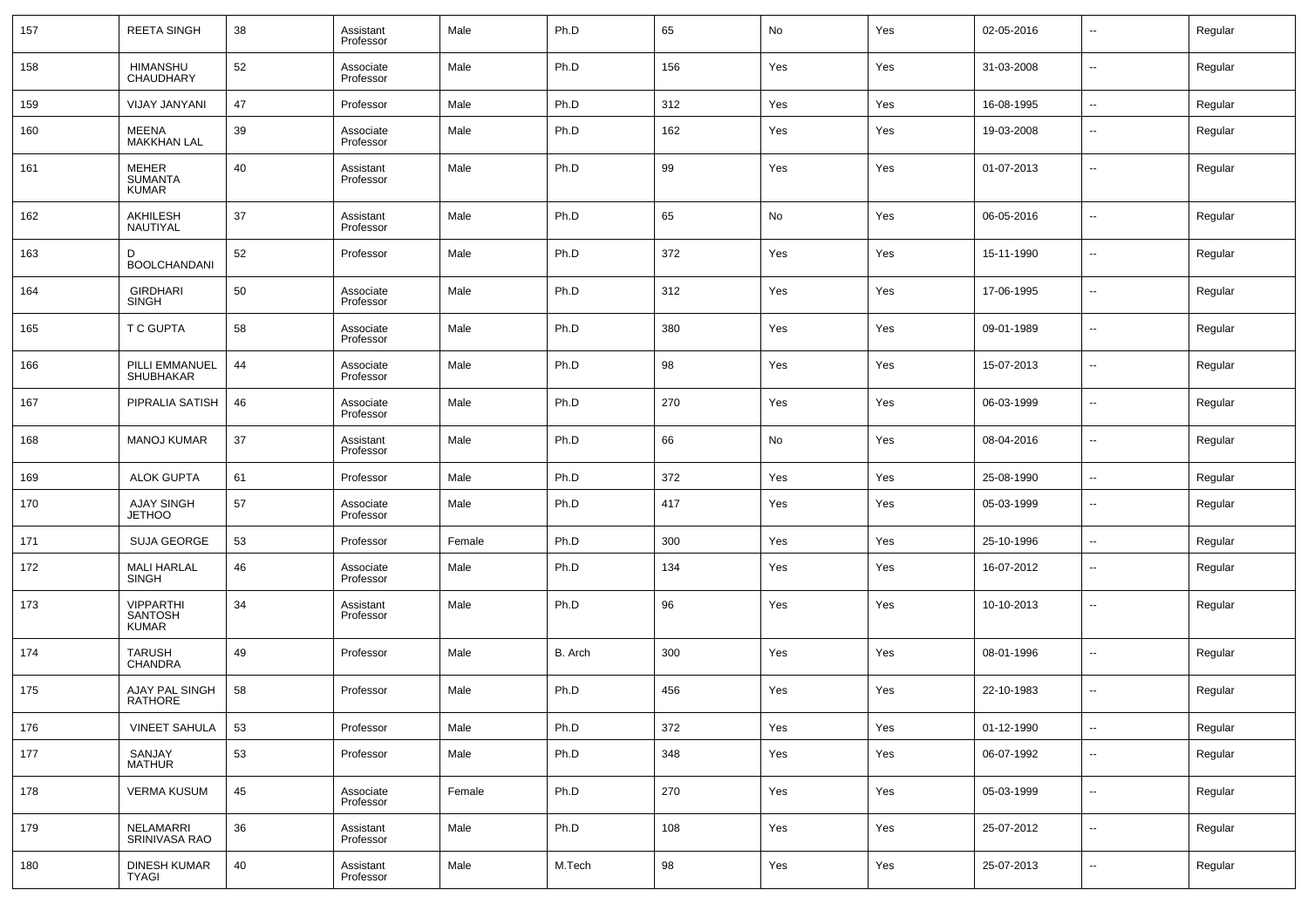| 157 | REETA SINGH | 38 | Assistant Professor | Male | Ph.D | 65 | No | Yes | 02-05-2016 | -- | Regular |
|---|---|---|---|---|---|---|---|---|---|---|---|
| 158 | HIMANSHU CHAUDHARY | 52 | Associate Professor | Male | Ph.D | 156 | Yes | Yes | 31-03-2008 | -- | Regular |
| 159 | VIJAY JANYANI | 47 | Professor | Male | Ph.D | 312 | Yes | Yes | 16-08-1995 | -- | Regular |
| 160 | MEENA MAKKHAN LAL | 39 | Associate Professor | Male | Ph.D | 162 | Yes | Yes | 19-03-2008 | -- | Regular |
| 161 | MEHER SUMANTA KUMAR | 40 | Assistant Professor | Male | Ph.D | 99 | Yes | Yes | 01-07-2013 | -- | Regular |
| 162 | AKHILESH NAUTIYAL | 37 | Assistant Professor | Male | Ph.D | 65 | No | Yes | 06-05-2016 | -- | Regular |
| 163 | D BOOLCHANDANI | 52 | Professor | Male | Ph.D | 372 | Yes | Yes | 15-11-1990 | -- | Regular |
| 164 | GIRDHARI SINGH | 50 | Associate Professor | Male | Ph.D | 312 | Yes | Yes | 17-06-1995 | -- | Regular |
| 165 | T C GUPTA | 58 | Associate Professor | Male | Ph.D | 380 | Yes | Yes | 09-01-1989 | -- | Regular |
| 166 | PILLI EMMANUEL SHUBHAKAR | 44 | Associate Professor | Male | Ph.D | 98 | Yes | Yes | 15-07-2013 | -- | Regular |
| 167 | PIPRALIA SATISH | 46 | Associate Professor | Male | Ph.D | 270 | Yes | Yes | 06-03-1999 | -- | Regular |
| 168 | MANOJ KUMAR | 37 | Assistant Professor | Male | Ph.D | 66 | No | Yes | 08-04-2016 | -- | Regular |
| 169 | ALOK GUPTA | 61 | Professor | Male | Ph.D | 372 | Yes | Yes | 25-08-1990 | -- | Regular |
| 170 | AJAY SINGH JETHOO | 57 | Associate Professor | Male | Ph.D | 417 | Yes | Yes | 05-03-1999 | -- | Regular |
| 171 | SUJA GEORGE | 53 | Professor | Female | Ph.D | 300 | Yes | Yes | 25-10-1996 | -- | Regular |
| 172 | MALI HARLAL SINGH | 46 | Associate Professor | Male | Ph.D | 134 | Yes | Yes | 16-07-2012 | -- | Regular |
| 173 | VIPPARTHI SANTOSH KUMAR | 34 | Assistant Professor | Male | Ph.D | 96 | Yes | Yes | 10-10-2013 | -- | Regular |
| 174 | TARUSH CHANDRA | 49 | Professor | Male | B. Arch | 300 | Yes | Yes | 08-01-1996 | -- | Regular |
| 175 | AJAY PAL SINGH RATHORE | 58 | Professor | Male | Ph.D | 456 | Yes | Yes | 22-10-1983 | -- | Regular |
| 176 | VINEET SAHULA | 53 | Professor | Male | Ph.D | 372 | Yes | Yes | 01-12-1990 | -- | Regular |
| 177 | SANJAY MATHUR | 53 | Professor | Male | Ph.D | 348 | Yes | Yes | 06-07-1992 | -- | Regular |
| 178 | VERMA KUSUM | 45 | Associate Professor | Female | Ph.D | 270 | Yes | Yes | 05-03-1999 | -- | Regular |
| 179 | NELAMARRI SRINIVASA RAO | 36 | Assistant Professor | Male | Ph.D | 108 | Yes | Yes | 25-07-2012 | -- | Regular |
| 180 | DINESH KUMAR TYAGI | 40 | Assistant Professor | Male | M.Tech | 98 | Yes | Yes | 25-07-2013 | -- | Regular |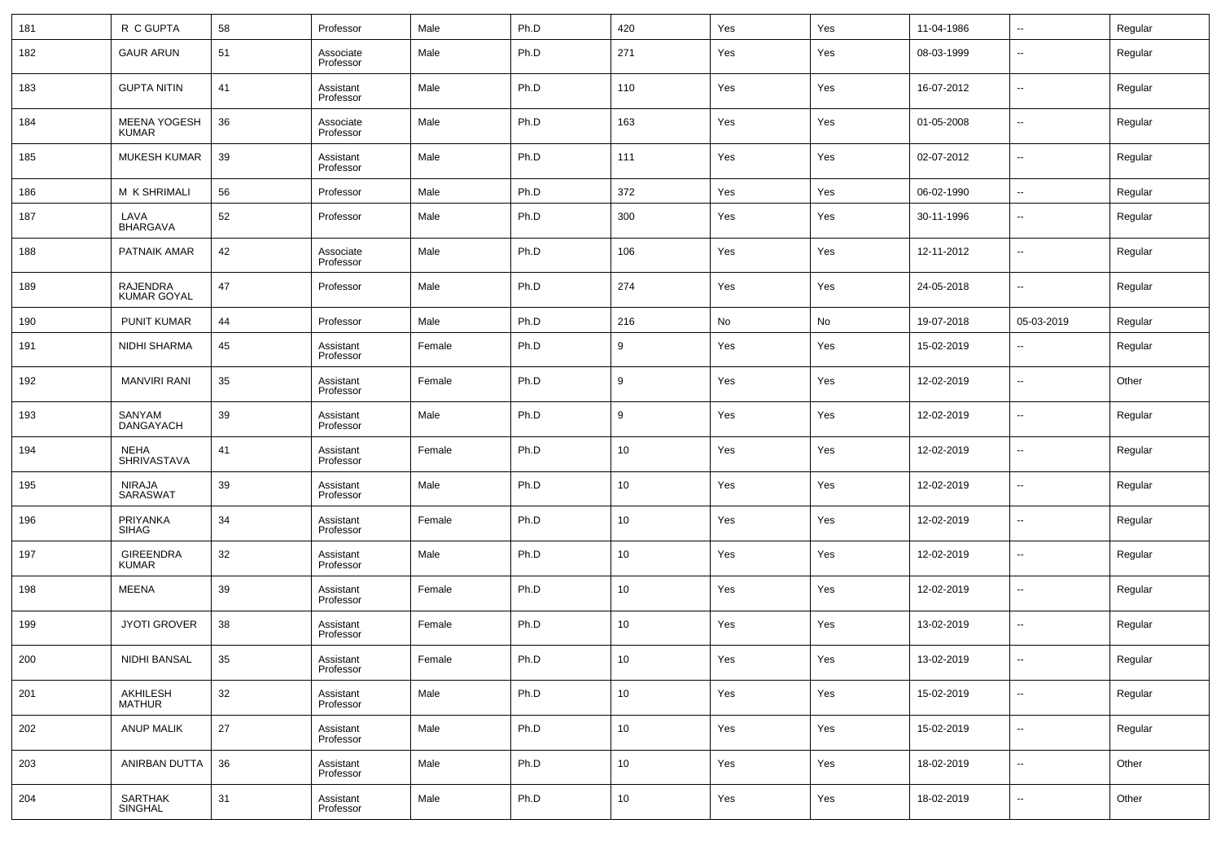| 181 | R C GUPTA | 58 | Professor | Male | Ph.D | 420 | Yes | Yes | 11-04-1986 | -- | Regular |
|---|---|---|---|---|---|---|---|---|---|---|---|
| 182 | GAUR ARUN | 51 | Associate Professor | Male | Ph.D | 271 | Yes | Yes | 08-03-1999 | -- | Regular |
| 183 | GUPTA NITIN | 41 | Assistant Professor | Male | Ph.D | 110 | Yes | Yes | 16-07-2012 | -- | Regular |
| 184 | MEENA YOGESH KUMAR | 36 | Associate Professor | Male | Ph.D | 163 | Yes | Yes | 01-05-2008 | -- | Regular |
| 185 | MUKESH KUMAR | 39 | Assistant Professor | Male | Ph.D | 111 | Yes | Yes | 02-07-2012 | -- | Regular |
| 186 | M K SHRIMALI | 56 | Professor | Male | Ph.D | 372 | Yes | Yes | 06-02-1990 | -- | Regular |
| 187 | LAVA BHARGAVA | 52 | Professor | Male | Ph.D | 300 | Yes | Yes | 30-11-1996 | -- | Regular |
| 188 | PATNAIK AMAR | 42 | Associate Professor | Male | Ph.D | 106 | Yes | Yes | 12-11-2012 | -- | Regular |
| 189 | RAJENDRA KUMAR GOYAL | 47 | Professor | Male | Ph.D | 274 | Yes | Yes | 24-05-2018 | -- | Regular |
| 190 | PUNIT KUMAR | 44 | Professor | Male | Ph.D | 216 | No | No | 19-07-2018 | 05-03-2019 | Regular |
| 191 | NIDHI SHARMA | 45 | Assistant Professor | Female | Ph.D | 9 | Yes | Yes | 15-02-2019 | -- | Regular |
| 192 | MANVIRI RANI | 35 | Assistant Professor | Female | Ph.D | 9 | Yes | Yes | 12-02-2019 | -- | Other |
| 193 | SANYAM DANGAYACH | 39 | Assistant Professor | Male | Ph.D | 9 | Yes | Yes | 12-02-2019 | -- | Regular |
| 194 | NEHA SHRIVASTAVA | 41 | Assistant Professor | Female | Ph.D | 10 | Yes | Yes | 12-02-2019 | -- | Regular |
| 195 | NIRAJA SARASWAT | 39 | Assistant Professor | Male | Ph.D | 10 | Yes | Yes | 12-02-2019 | -- | Regular |
| 196 | PRIYANKA SIHAG | 34 | Assistant Professor | Female | Ph.D | 10 | Yes | Yes | 12-02-2019 | -- | Regular |
| 197 | GIREENDRA KUMAR | 32 | Assistant Professor | Male | Ph.D | 10 | Yes | Yes | 12-02-2019 | -- | Regular |
| 198 | MEENA | 39 | Assistant Professor | Female | Ph.D | 10 | Yes | Yes | 12-02-2019 | -- | Regular |
| 199 | JYOTI GROVER | 38 | Assistant Professor | Female | Ph.D | 10 | Yes | Yes | 13-02-2019 | -- | Regular |
| 200 | NIDHI BANSAL | 35 | Assistant Professor | Female | Ph.D | 10 | Yes | Yes | 13-02-2019 | -- | Regular |
| 201 | AKHILESH MATHUR | 32 | Assistant Professor | Male | Ph.D | 10 | Yes | Yes | 15-02-2019 | -- | Regular |
| 202 | ANUP MALIK | 27 | Assistant Professor | Male | Ph.D | 10 | Yes | Yes | 15-02-2019 | -- | Regular |
| 203 | ANIRBAN DUTTA | 36 | Assistant Professor | Male | Ph.D | 10 | Yes | Yes | 18-02-2019 | -- | Other |
| 204 | SARTHAK SINGHAL | 31 | Assistant Professor | Male | Ph.D | 10 | Yes | Yes | 18-02-2019 | -- | Other |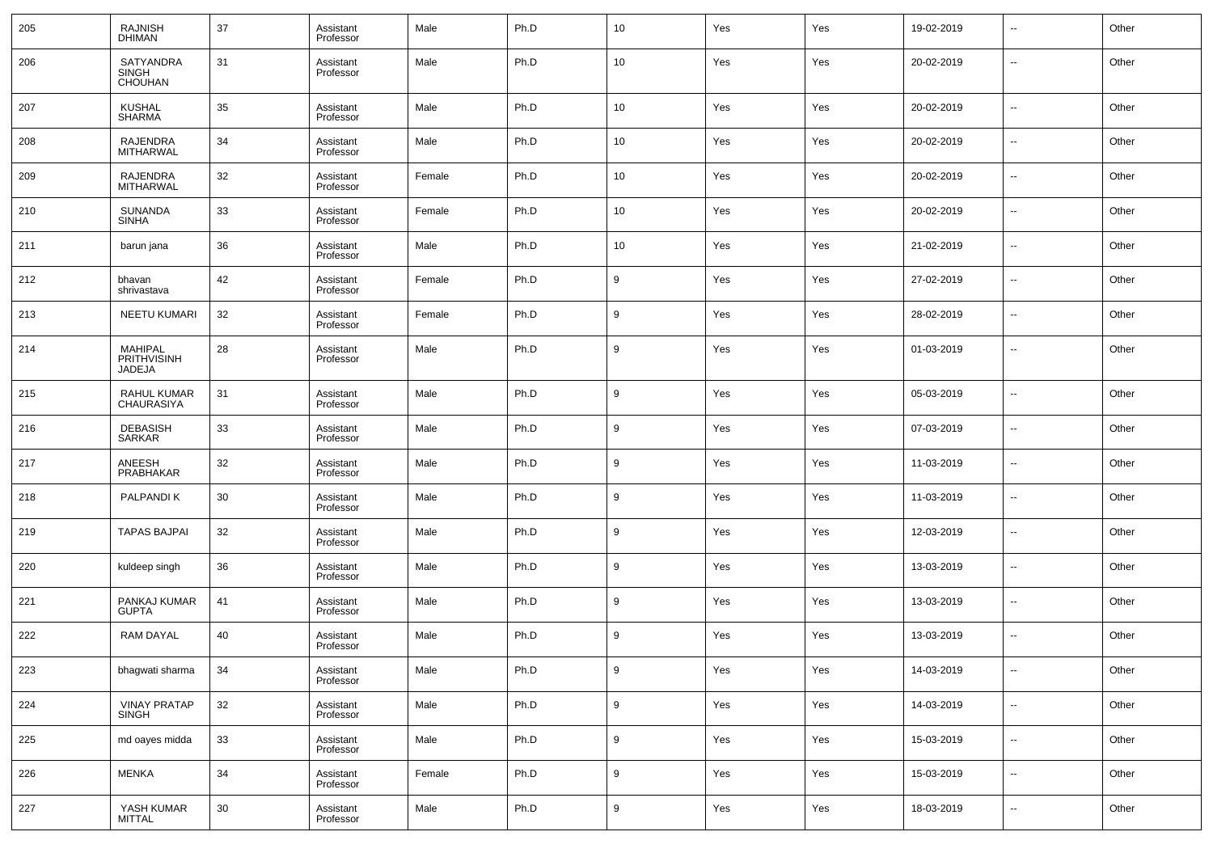| | | | | | | | | | | | |
|---|---|---|---|---|---|---|---|---|---|---|---|
| 205 | RAJNISH DHIMAN | 37 | Assistant Professor | Male | Ph.D | 10 | Yes | Yes | 19-02-2019 | -- | Other |
| 206 | SATYANDRA SINGH CHOUHAN | 31 | Assistant Professor | Male | Ph.D | 10 | Yes | Yes | 20-02-2019 | -- | Other |
| 207 | KUSHAL SHARMA | 35 | Assistant Professor | Male | Ph.D | 10 | Yes | Yes | 20-02-2019 | -- | Other |
| 208 | RAJENDRA MITHARWAL | 34 | Assistant Professor | Male | Ph.D | 10 | Yes | Yes | 20-02-2019 | -- | Other |
| 209 | RAJENDRA MITHARWAL | 32 | Assistant Professor | Female | Ph.D | 10 | Yes | Yes | 20-02-2019 | -- | Other |
| 210 | SUNANDA SINHA | 33 | Assistant Professor | Female | Ph.D | 10 | Yes | Yes | 20-02-2019 | -- | Other |
| 211 | barun jana | 36 | Assistant Professor | Male | Ph.D | 10 | Yes | Yes | 21-02-2019 | -- | Other |
| 212 | bhavan shrivastava | 42 | Assistant Professor | Female | Ph.D | 9 | Yes | Yes | 27-02-2019 | -- | Other |
| 213 | NEETU KUMARI | 32 | Assistant Professor | Female | Ph.D | 9 | Yes | Yes | 28-02-2019 | -- | Other |
| 214 | MAHIPAL PRITHVISINH JADEJA | 28 | Assistant Professor | Male | Ph.D | 9 | Yes | Yes | 01-03-2019 | -- | Other |
| 215 | RAHUL KUMAR CHAURASIYA | 31 | Assistant Professor | Male | Ph.D | 9 | Yes | Yes | 05-03-2019 | -- | Other |
| 216 | DEBASISH SARKAR | 33 | Assistant Professor | Male | Ph.D | 9 | Yes | Yes | 07-03-2019 | -- | Other |
| 217 | ANEESH PRABHAKAR | 32 | Assistant Professor | Male | Ph.D | 9 | Yes | Yes | 11-03-2019 | -- | Other |
| 218 | PALPANDI K | 30 | Assistant Professor | Male | Ph.D | 9 | Yes | Yes | 11-03-2019 | -- | Other |
| 219 | TAPAS BAJPAI | 32 | Assistant Professor | Male | Ph.D | 9 | Yes | Yes | 12-03-2019 | -- | Other |
| 220 | kuldeep singh | 36 | Assistant Professor | Male | Ph.D | 9 | Yes | Yes | 13-03-2019 | -- | Other |
| 221 | PANKAJ KUMAR GUPTA | 41 | Assistant Professor | Male | Ph.D | 9 | Yes | Yes | 13-03-2019 | -- | Other |
| 222 | RAM DAYAL | 40 | Assistant Professor | Male | Ph.D | 9 | Yes | Yes | 13-03-2019 | -- | Other |
| 223 | bhagwati sharma | 34 | Assistant Professor | Male | Ph.D | 9 | Yes | Yes | 14-03-2019 | -- | Other |
| 224 | VINAY PRATAP SINGH | 32 | Assistant Professor | Male | Ph.D | 9 | Yes | Yes | 14-03-2019 | -- | Other |
| 225 | md oayes midda | 33 | Assistant Professor | Male | Ph.D | 9 | Yes | Yes | 15-03-2019 | -- | Other |
| 226 | MENKA | 34 | Assistant Professor | Female | Ph.D | 9 | Yes | Yes | 15-03-2019 | -- | Other |
| 227 | YASH KUMAR MITTAL | 30 | Assistant Professor | Male | Ph.D | 9 | Yes | Yes | 18-03-2019 | -- | Other |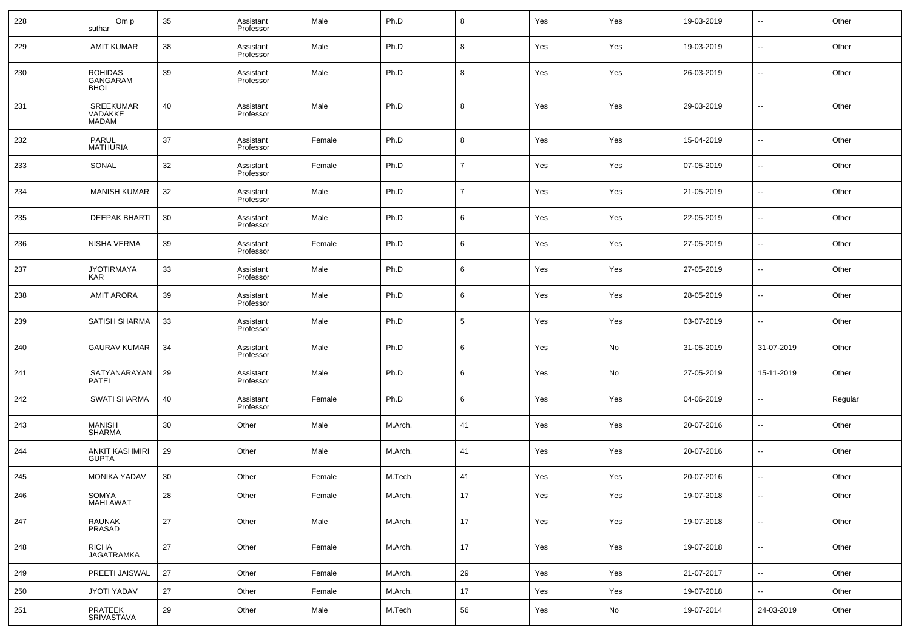| 228 | Om p suthar | 35 | Assistant Professor | Male | Ph.D | 8 | Yes | Yes | 19-03-2019 | -- | Other |
|---|---|---|---|---|---|---|---|---|---|---|---|
| 229 | AMIT KUMAR | 38 | Assistant Professor | Male | Ph.D | 8 | Yes | Yes | 19-03-2019 | -- | Other |
| 230 | ROHIDAS GANGARAM BHOI | 39 | Assistant Professor | Male | Ph.D | 8 | Yes | Yes | 26-03-2019 | -- | Other |
| 231 | SREEKUMAR VADAKKE MADAM | 40 | Assistant Professor | Male | Ph.D | 8 | Yes | Yes | 29-03-2019 | -- | Other |
| 232 | PARUL MATHURIA | 37 | Assistant Professor | Female | Ph.D | 8 | Yes | Yes | 15-04-2019 | -- | Other |
| 233 | SONAL | 32 | Assistant Professor | Female | Ph.D | 7 | Yes | Yes | 07-05-2019 | -- | Other |
| 234 | MANISH KUMAR | 32 | Assistant Professor | Male | Ph.D | 7 | Yes | Yes | 21-05-2019 | -- | Other |
| 235 | DEEPAK BHARTI | 30 | Assistant Professor | Male | Ph.D | 6 | Yes | Yes | 22-05-2019 | -- | Other |
| 236 | NISHA VERMA | 39 | Assistant Professor | Female | Ph.D | 6 | Yes | Yes | 27-05-2019 | -- | Other |
| 237 | JYOTIRMAYA KAR | 33 | Assistant Professor | Male | Ph.D | 6 | Yes | Yes | 27-05-2019 | -- | Other |
| 238 | AMIT ARORA | 39 | Assistant Professor | Male | Ph.D | 6 | Yes | Yes | 28-05-2019 | -- | Other |
| 239 | SATISH SHARMA | 33 | Assistant Professor | Male | Ph.D | 5 | Yes | Yes | 03-07-2019 | -- | Other |
| 240 | GAURAV KUMAR | 34 | Assistant Professor | Male | Ph.D | 6 | Yes | No | 31-05-2019 | 31-07-2019 | Other |
| 241 | SATYANARAYAN PATEL | 29 | Assistant Professor | Male | Ph.D | 6 | Yes | No | 27-05-2019 | 15-11-2019 | Other |
| 242 | SWATI SHARMA | 40 | Assistant Professor | Female | Ph.D | 6 | Yes | Yes | 04-06-2019 | -- | Regular |
| 243 | MANISH SHARMA | 30 | Other | Male | M.Arch. | 41 | Yes | Yes | 20-07-2016 | -- | Other |
| 244 | ANKIT KASHMIRI GUPTA | 29 | Other | Male | M.Arch. | 41 | Yes | Yes | 20-07-2016 | -- | Other |
| 245 | MONIKA YADAV | 30 | Other | Female | M.Tech | 41 | Yes | Yes | 20-07-2016 | -- | Other |
| 246 | SOMYA MAHLAWAT | 28 | Other | Female | M.Arch. | 17 | Yes | Yes | 19-07-2018 | -- | Other |
| 247 | RAUNAK PRASAD | 27 | Other | Male | M.Arch. | 17 | Yes | Yes | 19-07-2018 | -- | Other |
| 248 | RICHA JAGATRAMKA | 27 | Other | Female | M.Arch. | 17 | Yes | Yes | 19-07-2018 | -- | Other |
| 249 | PREETI JAISWAL | 27 | Other | Female | M.Arch. | 29 | Yes | Yes | 21-07-2017 | -- | Other |
| 250 | JYOTI YADAV | 27 | Other | Female | M.Arch. | 17 | Yes | Yes | 19-07-2018 | -- | Other |
| 251 | PRATEEK SRIVASTAVA | 29 | Other | Male | M.Tech | 56 | Yes | No | 19-07-2014 | 24-03-2019 | Other |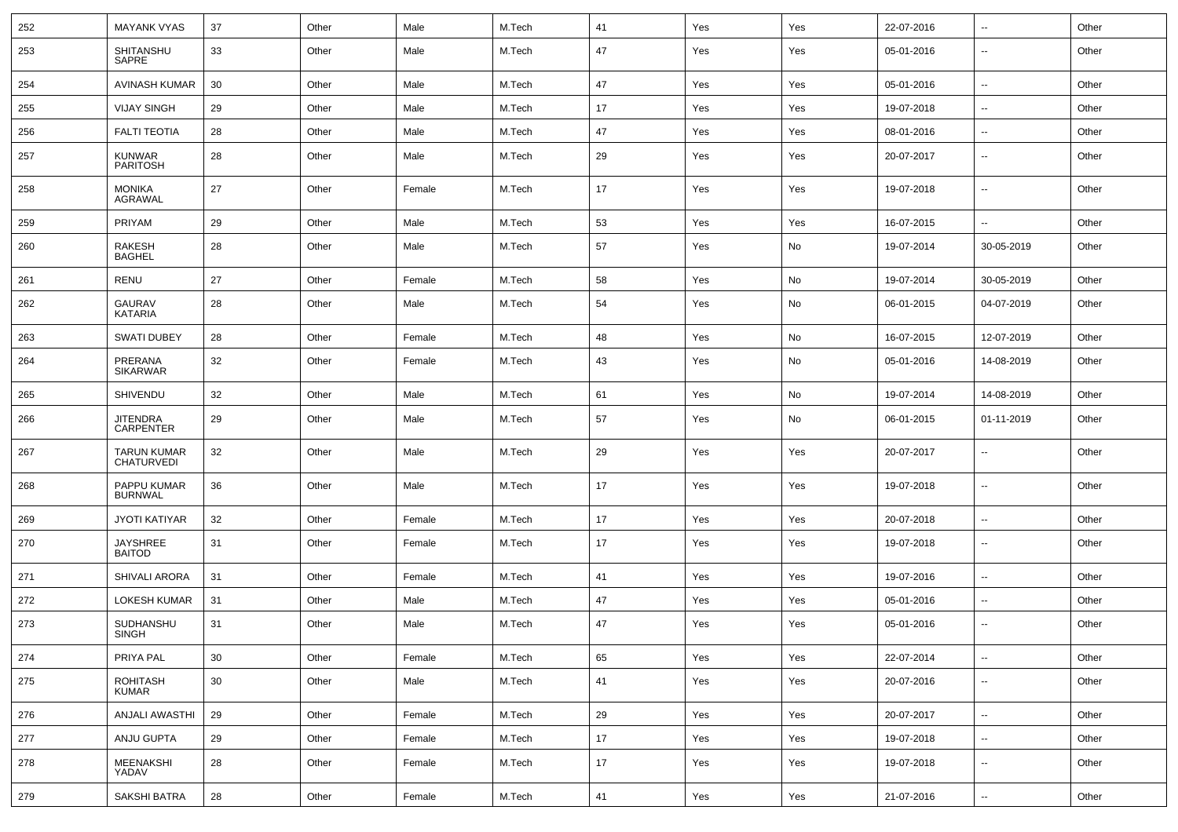| 252 | MAYANK VYAS | 37 | Other | Male | M.Tech | 41 | Yes | Yes | 22-07-2016 | -- | Other |
|---|---|---|---|---|---|---|---|---|---|---|---|
| 253 | SHITANSHU SAPRE | 33 | Other | Male | M.Tech | 47 | Yes | Yes | 05-01-2016 | -- | Other |
| 254 | AVINASH KUMAR | 30 | Other | Male | M.Tech | 47 | Yes | Yes | 05-01-2016 | -- | Other |
| 255 | VIJAY SINGH | 29 | Other | Male | M.Tech | 17 | Yes | Yes | 19-07-2018 | -- | Other |
| 256 | FALTI TEOTIA | 28 | Other | Male | M.Tech | 47 | Yes | Yes | 08-01-2016 | -- | Other |
| 257 | KUNWAR PARITOSH | 28 | Other | Male | M.Tech | 29 | Yes | Yes | 20-07-2017 | -- | Other |
| 258 | MONIKA AGRAWAL | 27 | Other | Female | M.Tech | 17 | Yes | Yes | 19-07-2018 | -- | Other |
| 259 | PRIYAM | 29 | Other | Male | M.Tech | 53 | Yes | Yes | 16-07-2015 | -- | Other |
| 260 | RAKESH BAGHEL | 28 | Other | Male | M.Tech | 57 | Yes | No | 19-07-2014 | 30-05-2019 | Other |
| 261 | RENU | 27 | Other | Female | M.Tech | 58 | Yes | No | 19-07-2014 | 30-05-2019 | Other |
| 262 | GAURAV KATARIA | 28 | Other | Male | M.Tech | 54 | Yes | No | 06-01-2015 | 04-07-2019 | Other |
| 263 | SWATI DUBEY | 28 | Other | Female | M.Tech | 48 | Yes | No | 16-07-2015 | 12-07-2019 | Other |
| 264 | PRERANA SIKARWAR | 32 | Other | Female | M.Tech | 43 | Yes | No | 05-01-2016 | 14-08-2019 | Other |
| 265 | SHIVENDU | 32 | Other | Male | M.Tech | 61 | Yes | No | 19-07-2014 | 14-08-2019 | Other |
| 266 | JITENDRA CARPENTER | 29 | Other | Male | M.Tech | 57 | Yes | No | 06-01-2015 | 01-11-2019 | Other |
| 267 | TARUN KUMAR CHATURVEDI | 32 | Other | Male | M.Tech | 29 | Yes | Yes | 20-07-2017 | -- | Other |
| 268 | PAPPU KUMAR BURNWAL | 36 | Other | Male | M.Tech | 17 | Yes | Yes | 19-07-2018 | -- | Other |
| 269 | JYOTI KATIYAR | 32 | Other | Female | M.Tech | 17 | Yes | Yes | 20-07-2018 | -- | Other |
| 270 | JAYSHREE BAITOD | 31 | Other | Female | M.Tech | 17 | Yes | Yes | 19-07-2018 | -- | Other |
| 271 | SHIVALI ARORA | 31 | Other | Female | M.Tech | 41 | Yes | Yes | 19-07-2016 | -- | Other |
| 272 | LOKESH KUMAR | 31 | Other | Male | M.Tech | 47 | Yes | Yes | 05-01-2016 | -- | Other |
| 273 | SUDHANSHU SINGH | 31 | Other | Male | M.Tech | 47 | Yes | Yes | 05-01-2016 | -- | Other |
| 274 | PRIYA PAL | 30 | Other | Female | M.Tech | 65 | Yes | Yes | 22-07-2014 | -- | Other |
| 275 | ROHITASH KUMAR | 30 | Other | Male | M.Tech | 41 | Yes | Yes | 20-07-2016 | -- | Other |
| 276 | ANJALI AWASTHI | 29 | Other | Female | M.Tech | 29 | Yes | Yes | 20-07-2017 | -- | Other |
| 277 | ANJU GUPTA | 29 | Other | Female | M.Tech | 17 | Yes | Yes | 19-07-2018 | -- | Other |
| 278 | MEENAKSHI YADAV | 28 | Other | Female | M.Tech | 17 | Yes | Yes | 19-07-2018 | -- | Other |
| 279 | SAKSHI BATRA | 28 | Other | Female | M.Tech | 41 | Yes | Yes | 21-07-2016 | -- | Other |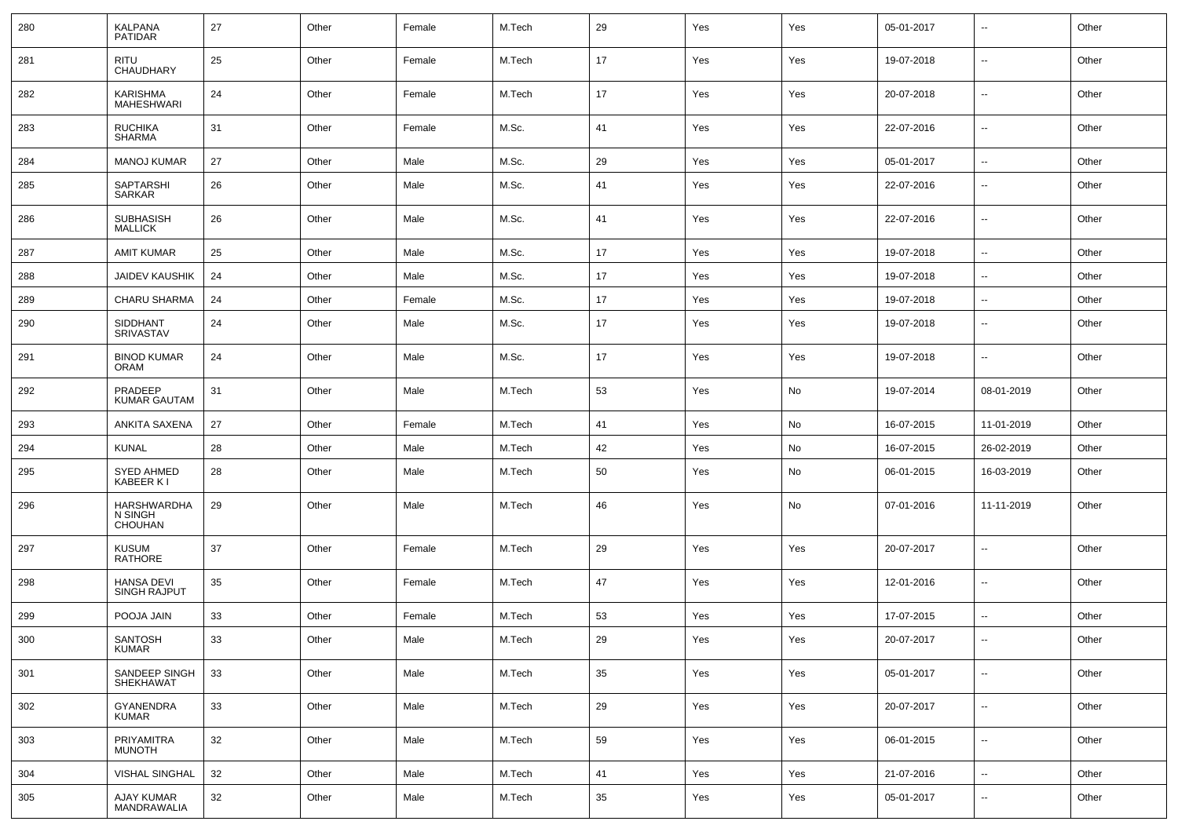| 280 | KALPANA PATIDAR | 27 | Other | Female | M.Tech | 29 | Yes | Yes | 05-01-2017 | -- | Other |
|---|---|---|---|---|---|---|---|---|---|---|---|
| 281 | RITU CHAUDHARY | 25 | Other | Female | M.Tech | 17 | Yes | Yes | 19-07-2018 | -- | Other |
| 282 | KARISHMA MAHESHWARI | 24 | Other | Female | M.Tech | 17 | Yes | Yes | 20-07-2018 | -- | Other |
| 283 | RUCHIKA SHARMA | 31 | Other | Female | M.Sc. | 41 | Yes | Yes | 22-07-2016 | -- | Other |
| 284 | MANOJ KUMAR | 27 | Other | Male | M.Sc. | 29 | Yes | Yes | 05-01-2017 | -- | Other |
| 285 | SAPTARSHI SARKAR | 26 | Other | Male | M.Sc. | 41 | Yes | Yes | 22-07-2016 | -- | Other |
| 286 | SUBHASISH MALLICK | 26 | Other | Male | M.Sc. | 41 | Yes | Yes | 22-07-2016 | -- | Other |
| 287 | AMIT KUMAR | 25 | Other | Male | M.Sc. | 17 | Yes | Yes | 19-07-2018 | -- | Other |
| 288 | JAIDEV KAUSHIK | 24 | Other | Male | M.Sc. | 17 | Yes | Yes | 19-07-2018 | -- | Other |
| 289 | CHARU SHARMA | 24 | Other | Female | M.Sc. | 17 | Yes | Yes | 19-07-2018 | -- | Other |
| 290 | SIDDHANT SRIVASTAV | 24 | Other | Male | M.Sc. | 17 | Yes | Yes | 19-07-2018 | -- | Other |
| 291 | BINOD KUMAR ORAM | 24 | Other | Male | M.Sc. | 17 | Yes | Yes | 19-07-2018 | -- | Other |
| 292 | PRADEEP KUMAR GAUTAM | 31 | Other | Male | M.Tech | 53 | Yes | No | 19-07-2014 | 08-01-2019 | Other |
| 293 | ANKITA SAXENA | 27 | Other | Female | M.Tech | 41 | Yes | No | 16-07-2015 | 11-01-2019 | Other |
| 294 | KUNAL | 28 | Other | Male | M.Tech | 42 | Yes | No | 16-07-2015 | 26-02-2019 | Other |
| 295 | SYED AHMED KABEER K I | 28 | Other | Male | M.Tech | 50 | Yes | No | 06-01-2015 | 16-03-2019 | Other |
| 296 | HARSHWARDHAN SINGH CHOUHAN | 29 | Other | Male | M.Tech | 46 | Yes | No | 07-01-2016 | 11-11-2019 | Other |
| 297 | KUSUM RATHORE | 37 | Other | Female | M.Tech | 29 | Yes | Yes | 20-07-2017 | -- | Other |
| 298 | HANSA DEVI SINGH RAJPUT | 35 | Other | Female | M.Tech | 47 | Yes | Yes | 12-01-2016 | -- | Other |
| 299 | POOJA JAIN | 33 | Other | Female | M.Tech | 53 | Yes | Yes | 17-07-2015 | -- | Other |
| 300 | SANTOSH KUMAR | 33 | Other | Male | M.Tech | 29 | Yes | Yes | 20-07-2017 | -- | Other |
| 301 | SANDEEP SINGH SHEKHAWAT | 33 | Other | Male | M.Tech | 35 | Yes | Yes | 05-01-2017 | -- | Other |
| 302 | GYANENDRA KUMAR | 33 | Other | Male | M.Tech | 29 | Yes | Yes | 20-07-2017 | -- | Other |
| 303 | PRIYAMITRA MUNOTH | 32 | Other | Male | M.Tech | 59 | Yes | Yes | 06-01-2015 | -- | Other |
| 304 | VISHAL SINGHAL | 32 | Other | Male | M.Tech | 41 | Yes | Yes | 21-07-2016 | -- | Other |
| 305 | AJAY KUMAR MANDRAWALIA | 32 | Other | Male | M.Tech | 35 | Yes | Yes | 05-01-2017 | -- | Other |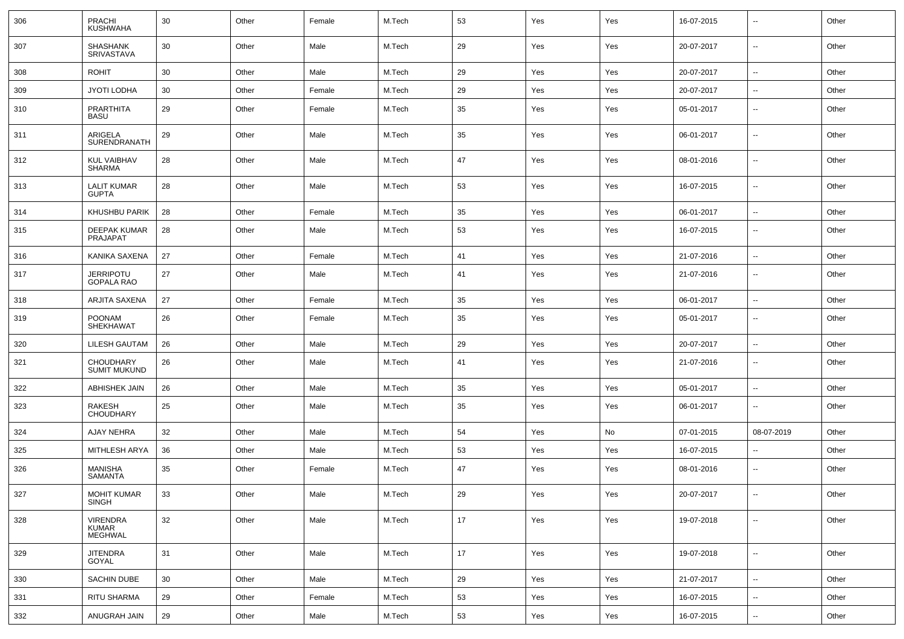| 306 | PRACHI KUSHWAHA | 30 | Other | Female | M.Tech | 53 | Yes | Yes | 16-07-2015 | -- | Other |
|---|---|---|---|---|---|---|---|---|---|---|---|
| 307 | SHASHANK SRIVASTAVA | 30 | Other | Male | M.Tech | 29 | Yes | Yes | 20-07-2017 | -- | Other |
| 308 | ROHIT | 30 | Other | Male | M.Tech | 29 | Yes | Yes | 20-07-2017 | -- | Other |
| 309 | JYOTI LODHA | 30 | Other | Female | M.Tech | 29 | Yes | Yes | 20-07-2017 | -- | Other |
| 310 | PRARTHITA BASU | 29 | Other | Female | M.Tech | 35 | Yes | Yes | 05-01-2017 | -- | Other |
| 311 | ARIGELA SURENDRANATH | 29 | Other | Male | M.Tech | 35 | Yes | Yes | 06-01-2017 | -- | Other |
| 312 | KUL VAIBHAV SHARMA | 28 | Other | Male | M.Tech | 47 | Yes | Yes | 08-01-2016 | -- | Other |
| 313 | LALIT KUMAR GUPTA | 28 | Other | Male | M.Tech | 53 | Yes | Yes | 16-07-2015 | -- | Other |
| 314 | KHUSHBU PARIK | 28 | Other | Female | M.Tech | 35 | Yes | Yes | 06-01-2017 | -- | Other |
| 315 | DEEPAK KUMAR PRAJAPAT | 28 | Other | Male | M.Tech | 53 | Yes | Yes | 16-07-2015 | -- | Other |
| 316 | KANIKA SAXENA | 27 | Other | Female | M.Tech | 41 | Yes | Yes | 21-07-2016 | -- | Other |
| 317 | JERRIPOTU GOPALA RAO | 27 | Other | Male | M.Tech | 41 | Yes | Yes | 21-07-2016 | -- | Other |
| 318 | ARJITA SAXENA | 27 | Other | Female | M.Tech | 35 | Yes | Yes | 06-01-2017 | -- | Other |
| 319 | POONAM SHEKHAWAT | 26 | Other | Female | M.Tech | 35 | Yes | Yes | 05-01-2017 | -- | Other |
| 320 | LILESH GAUTAM | 26 | Other | Male | M.Tech | 29 | Yes | Yes | 20-07-2017 | -- | Other |
| 321 | CHOUDHARY SUMIT MUKUND | 26 | Other | Male | M.Tech | 41 | Yes | Yes | 21-07-2016 | -- | Other |
| 322 | ABHISHEK JAIN | 26 | Other | Male | M.Tech | 35 | Yes | Yes | 05-01-2017 | -- | Other |
| 323 | RAKESH CHOUDHARY | 25 | Other | Male | M.Tech | 35 | Yes | Yes | 06-01-2017 | -- | Other |
| 324 | AJAY NEHRA | 32 | Other | Male | M.Tech | 54 | Yes | No | 07-01-2015 | 08-07-2019 | Other |
| 325 | MITHLESH ARYA | 36 | Other | Male | M.Tech | 53 | Yes | Yes | 16-07-2015 | -- | Other |
| 326 | MANISHA SAMANTA | 35 | Other | Female | M.Tech | 47 | Yes | Yes | 08-01-2016 | -- | Other |
| 327 | MOHIT KUMAR SINGH | 33 | Other | Male | M.Tech | 29 | Yes | Yes | 20-07-2017 | -- | Other |
| 328 | VIRENDRA KUMAR MEGHWAL | 32 | Other | Male | M.Tech | 17 | Yes | Yes | 19-07-2018 | -- | Other |
| 329 | JITENDRA GOYAL | 31 | Other | Male | M.Tech | 17 | Yes | Yes | 19-07-2018 | -- | Other |
| 330 | SACHIN DUBE | 30 | Other | Male | M.Tech | 29 | Yes | Yes | 21-07-2017 | -- | Other |
| 331 | RITU SHARMA | 29 | Other | Female | M.Tech | 53 | Yes | Yes | 16-07-2015 | -- | Other |
| 332 | ANUGRAH JAIN | 29 | Other | Male | M.Tech | 53 | Yes | Yes | 16-07-2015 | -- | Other |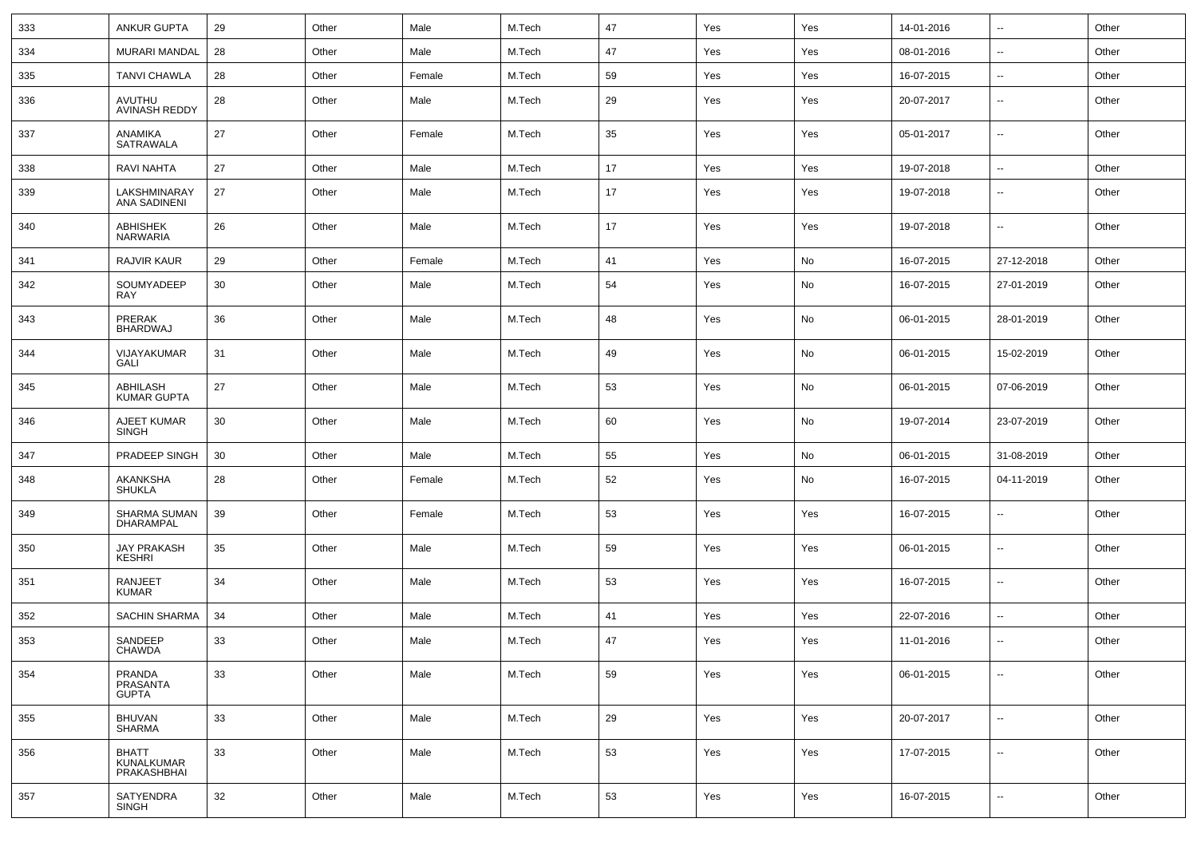| | | | | | | | | | | | |
|---|---|---|---|---|---|---|---|---|---|---|---|
| 333 | ANKUR GUPTA | 29 | Other | Male | M.Tech | 47 | Yes | Yes | 14-01-2016 | -- | Other |
| 334 | MURARI MANDAL | 28 | Other | Male | M.Tech | 47 | Yes | Yes | 08-01-2016 | -- | Other |
| 335 | TANVI CHAWLA | 28 | Other | Female | M.Tech | 59 | Yes | Yes | 16-07-2015 | -- | Other |
| 336 | AVUTHU AVINASH REDDY | 28 | Other | Male | M.Tech | 29 | Yes | Yes | 20-07-2017 | -- | Other |
| 337 | ANAMIKA SATRAWALA | 27 | Other | Female | M.Tech | 35 | Yes | Yes | 05-01-2017 | -- | Other |
| 338 | RAVI NAHTA | 27 | Other | Male | M.Tech | 17 | Yes | Yes | 19-07-2018 | -- | Other |
| 339 | LAKSHMINARAY ANA SADINENI | 27 | Other | Male | M.Tech | 17 | Yes | Yes | 19-07-2018 | -- | Other |
| 340 | ABHISHEK NARWARIA | 26 | Other | Male | M.Tech | 17 | Yes | Yes | 19-07-2018 | -- | Other |
| 341 | RAJVIR KAUR | 29 | Other | Female | M.Tech | 41 | Yes | No | 16-07-2015 | 27-12-2018 | Other |
| 342 | SOUMYADEEP RAY | 30 | Other | Male | M.Tech | 54 | Yes | No | 16-07-2015 | 27-01-2019 | Other |
| 343 | PRERAK BHARDWAJ | 36 | Other | Male | M.Tech | 48 | Yes | No | 06-01-2015 | 28-01-2019 | Other |
| 344 | VIJAYAKUMAR GALI | 31 | Other | Male | M.Tech | 49 | Yes | No | 06-01-2015 | 15-02-2019 | Other |
| 345 | ABHILASH KUMAR GUPTA | 27 | Other | Male | M.Tech | 53 | Yes | No | 06-01-2015 | 07-06-2019 | Other |
| 346 | AJEET KUMAR SINGH | 30 | Other | Male | M.Tech | 60 | Yes | No | 19-07-2014 | 23-07-2019 | Other |
| 347 | PRADEEP SINGH | 30 | Other | Male | M.Tech | 55 | Yes | No | 06-01-2015 | 31-08-2019 | Other |
| 348 | AKANKSHA SHUKLA | 28 | Other | Female | M.Tech | 52 | Yes | No | 16-07-2015 | 04-11-2019 | Other |
| 349 | SHARMA SUMAN DHARAMPAL | 39 | Other | Female | M.Tech | 53 | Yes | Yes | 16-07-2015 | -- | Other |
| 350 | JAY PRAKASH KESHRI | 35 | Other | Male | M.Tech | 59 | Yes | Yes | 06-01-2015 | -- | Other |
| 351 | RANJEET KUMAR | 34 | Other | Male | M.Tech | 53 | Yes | Yes | 16-07-2015 | -- | Other |
| 352 | SACHIN SHARMA | 34 | Other | Male | M.Tech | 41 | Yes | Yes | 22-07-2016 | -- | Other |
| 353 | SANDEEP CHAWDA | 33 | Other | Male | M.Tech | 47 | Yes | Yes | 11-01-2016 | -- | Other |
| 354 | PRANDA PRASANTA GUPTA | 33 | Other | Male | M.Tech | 59 | Yes | Yes | 06-01-2015 | -- | Other |
| 355 | BHUVAN SHARMA | 33 | Other | Male | M.Tech | 29 | Yes | Yes | 20-07-2017 | -- | Other |
| 356 | BHATT KUNALKUMAR PRAKASHBHAI | 33 | Other | Male | M.Tech | 53 | Yes | Yes | 17-07-2015 | -- | Other |
| 357 | SATYENDRA SINGH | 32 | Other | Male | M.Tech | 53 | Yes | Yes | 16-07-2015 | -- | Other |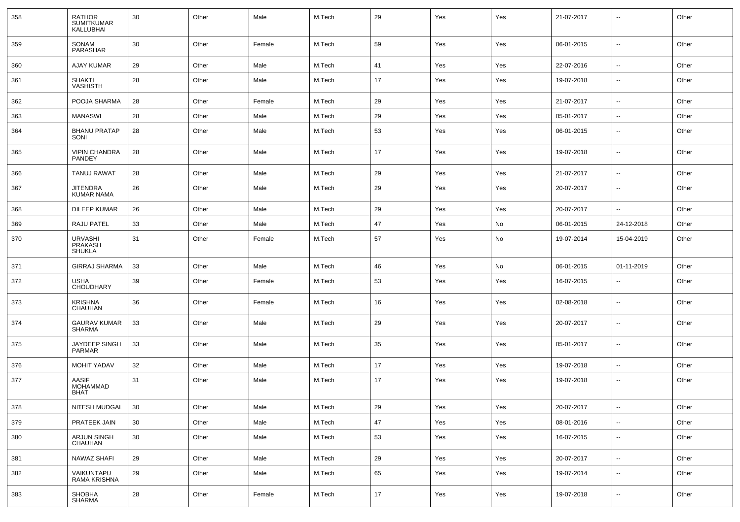| 358 | RATHOR SUMITKUMAR KALLUBHAI | 30 | Other | Male | M.Tech | 29 | Yes | Yes | 21-07-2017 | -- | Other |
|---|---|---|---|---|---|---|---|---|---|---|---|
| 359 | SONAM PARASHAR | 30 | Other | Female | M.Tech | 59 | Yes | Yes | 06-01-2015 | -- | Other |
| 360 | AJAY KUMAR | 29 | Other | Male | M.Tech | 41 | Yes | Yes | 22-07-2016 | -- | Other |
| 361 | SHAKTI VASHISTH | 28 | Other | Male | M.Tech | 17 | Yes | Yes | 19-07-2018 | -- | Other |
| 362 | POOJA SHARMA | 28 | Other | Female | M.Tech | 29 | Yes | Yes | 21-07-2017 | -- | Other |
| 363 | MANASWI | 28 | Other | Male | M.Tech | 29 | Yes | Yes | 05-01-2017 | -- | Other |
| 364 | BHANU PRATAP SONI | 28 | Other | Male | M.Tech | 53 | Yes | Yes | 06-01-2015 | -- | Other |
| 365 | VIPIN CHANDRA PANDEY | 28 | Other | Male | M.Tech | 17 | Yes | Yes | 19-07-2018 | -- | Other |
| 366 | TANUJ RAWAT | 28 | Other | Male | M.Tech | 29 | Yes | Yes | 21-07-2017 | -- | Other |
| 367 | JITENDRA KUMAR NAMA | 26 | Other | Male | M.Tech | 29 | Yes | Yes | 20-07-2017 | -- | Other |
| 368 | DILEEP KUMAR | 26 | Other | Male | M.Tech | 29 | Yes | Yes | 20-07-2017 | -- | Other |
| 369 | RAJU PATEL | 33 | Other | Male | M.Tech | 47 | Yes | No | 06-01-2015 | 24-12-2018 | Other |
| 370 | URVASHI PRAKASH SHUKLA | 31 | Other | Female | M.Tech | 57 | Yes | No | 19-07-2014 | 15-04-2019 | Other |
| 371 | GIRRAJ SHARMA | 33 | Other | Male | M.Tech | 46 | Yes | No | 06-01-2015 | 01-11-2019 | Other |
| 372 | USHA CHOUDHARY | 39 | Other | Female | M.Tech | 53 | Yes | Yes | 16-07-2015 | -- | Other |
| 373 | KRISHNA CHAUHAN | 36 | Other | Female | M.Tech | 16 | Yes | Yes | 02-08-2018 | -- | Other |
| 374 | GAURAV KUMAR SHARMA | 33 | Other | Male | M.Tech | 29 | Yes | Yes | 20-07-2017 | -- | Other |
| 375 | JAYDEEP SINGH PARMAR | 33 | Other | Male | M.Tech | 35 | Yes | Yes | 05-01-2017 | -- | Other |
| 376 | MOHIT YADAV | 32 | Other | Male | M.Tech | 17 | Yes | Yes | 19-07-2018 | -- | Other |
| 377 | AASIF MOHAMMAD BHAT | 31 | Other | Male | M.Tech | 17 | Yes | Yes | 19-07-2018 | -- | Other |
| 378 | NITESH MUDGAL | 30 | Other | Male | M.Tech | 29 | Yes | Yes | 20-07-2017 | -- | Other |
| 379 | PRATEEK JAIN | 30 | Other | Male | M.Tech | 47 | Yes | Yes | 08-01-2016 | -- | Other |
| 380 | ARJUN SINGH CHAUHAN | 30 | Other | Male | M.Tech | 53 | Yes | Yes | 16-07-2015 | -- | Other |
| 381 | NAWAZ SHAFI | 29 | Other | Male | M.Tech | 29 | Yes | Yes | 20-07-2017 | -- | Other |
| 382 | VAIKUNTAPU RAMA KRISHNA | 29 | Other | Male | M.Tech | 65 | Yes | Yes | 19-07-2014 | -- | Other |
| 383 | SHOBHA SHARMA | 28 | Other | Female | M.Tech | 17 | Yes | Yes | 19-07-2018 | -- | Other |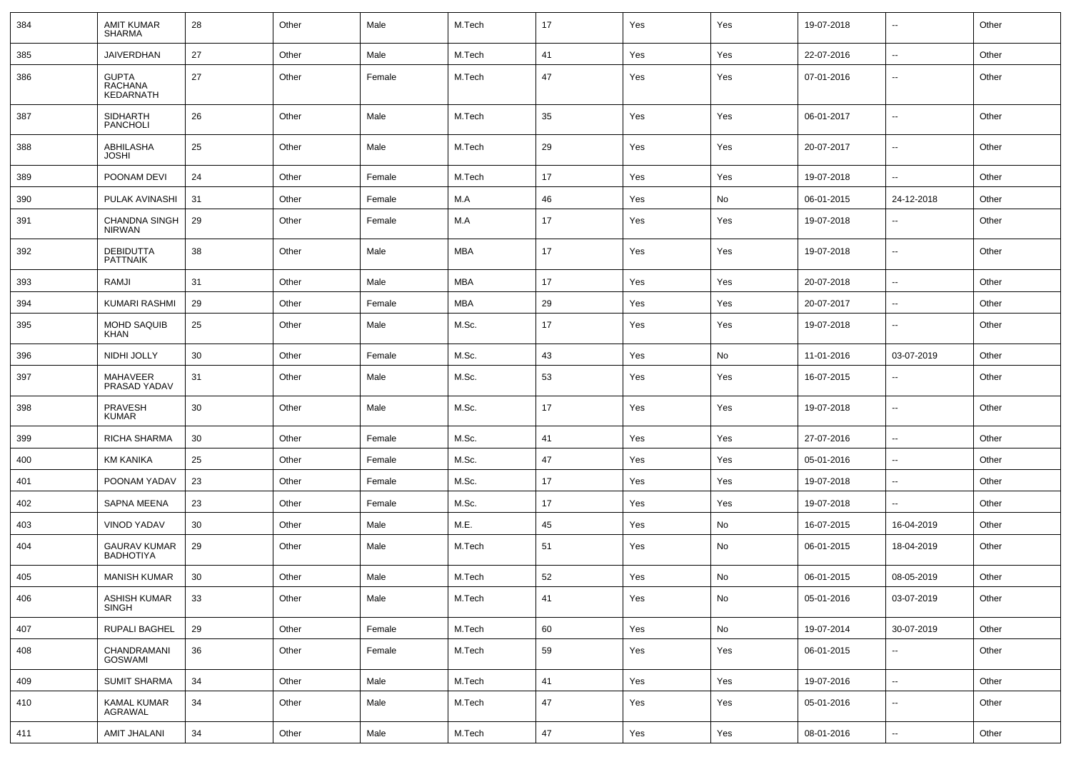| | | | | | | | | | | | |
|---|---|---|---|---|---|---|---|---|---|---|---|
| 384 | AMIT KUMAR SHARMA | 28 | Other | Male | M.Tech | 17 | Yes | Yes | 19-07-2018 | -- | Other |
| 385 | JAIVERDHAN | 27 | Other | Male | M.Tech | 41 | Yes | Yes | 22-07-2016 | -- | Other |
| 386 | GUPTA RACHANA KEDARNATH | 27 | Other | Female | M.Tech | 47 | Yes | Yes | 07-01-2016 | -- | Other |
| 387 | SIDHARTH PANCHOLI | 26 | Other | Male | M.Tech | 35 | Yes | Yes | 06-01-2017 | -- | Other |
| 388 | ABHILASHA JOSHI | 25 | Other | Male | M.Tech | 29 | Yes | Yes | 20-07-2017 | -- | Other |
| 389 | POONAM DEVI | 24 | Other | Female | M.Tech | 17 | Yes | Yes | 19-07-2018 | -- | Other |
| 390 | PULAK AVINASHI | 31 | Other | Female | M.A | 46 | Yes | No | 06-01-2015 | 24-12-2018 | Other |
| 391 | CHANDNA SINGH NIRWAN | 29 | Other | Female | M.A | 17 | Yes | Yes | 19-07-2018 | -- | Other |
| 392 | DEBIDUTTA PATTNAIK | 38 | Other | Male | MBA | 17 | Yes | Yes | 19-07-2018 | -- | Other |
| 393 | RAMJI | 31 | Other | Male | MBA | 17 | Yes | Yes | 20-07-2018 | -- | Other |
| 394 | KUMARI RASHMI | 29 | Other | Female | MBA | 29 | Yes | Yes | 20-07-2017 | -- | Other |
| 395 | MOHD SAQUIB KHAN | 25 | Other | Male | M.Sc. | 17 | Yes | Yes | 19-07-2018 | -- | Other |
| 396 | NIDHI JOLLY | 30 | Other | Female | M.Sc. | 43 | Yes | No | 11-01-2016 | 03-07-2019 | Other |
| 397 | MAHAVEER PRASAD YADAV | 31 | Other | Male | M.Sc. | 53 | Yes | Yes | 16-07-2015 | -- | Other |
| 398 | PRAVESH KUMAR | 30 | Other | Male | M.Sc. | 17 | Yes | Yes | 19-07-2018 | -- | Other |
| 399 | RICHA SHARMA | 30 | Other | Female | M.Sc. | 41 | Yes | Yes | 27-07-2016 | -- | Other |
| 400 | KM KANIKA | 25 | Other | Female | M.Sc. | 47 | Yes | Yes | 05-01-2016 | -- | Other |
| 401 | POONAM YADAV | 23 | Other | Female | M.Sc. | 17 | Yes | Yes | 19-07-2018 | -- | Other |
| 402 | SAPNA MEENA | 23 | Other | Female | M.Sc. | 17 | Yes | Yes | 19-07-2018 | -- | Other |
| 403 | VINOD YADAV | 30 | Other | Male | M.E. | 45 | Yes | No | 16-07-2015 | 16-04-2019 | Other |
| 404 | GAURAV KUMAR BADHOTIYA | 29 | Other | Male | M.Tech | 51 | Yes | No | 06-01-2015 | 18-04-2019 | Other |
| 405 | MANISH KUMAR | 30 | Other | Male | M.Tech | 52 | Yes | No | 06-01-2015 | 08-05-2019 | Other |
| 406 | ASHISH KUMAR SINGH | 33 | Other | Male | M.Tech | 41 | Yes | No | 05-01-2016 | 03-07-2019 | Other |
| 407 | RUPALI BAGHEL | 29 | Other | Female | M.Tech | 60 | Yes | No | 19-07-2014 | 30-07-2019 | Other |
| 408 | CHANDRAMANI GOSWAMI | 36 | Other | Female | M.Tech | 59 | Yes | Yes | 06-01-2015 | -- | Other |
| 409 | SUMIT SHARMA | 34 | Other | Male | M.Tech | 41 | Yes | Yes | 19-07-2016 | -- | Other |
| 410 | KAMAL KUMAR AGRAWAL | 34 | Other | Male | M.Tech | 47 | Yes | Yes | 05-01-2016 | -- | Other |
| 411 | AMIT JHALANI | 34 | Other | Male | M.Tech | 47 | Yes | Yes | 08-01-2016 | -- | Other |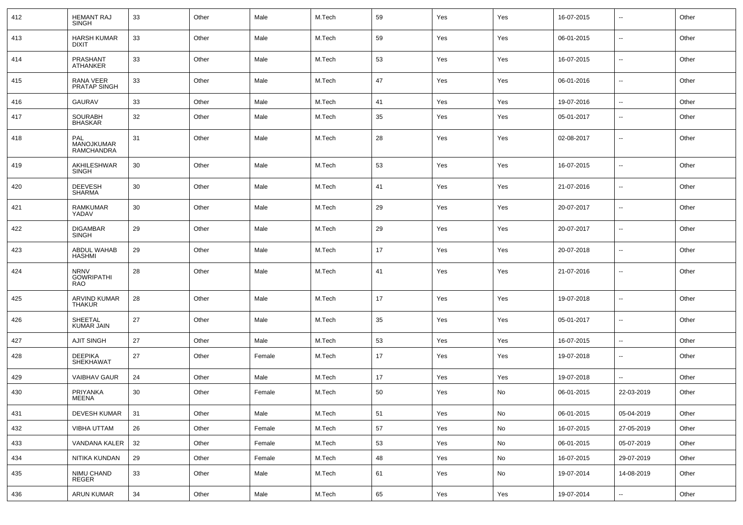| | | | | | | | | | | | |
|---|---|---|---|---|---|---|---|---|---|---|---|
| 412 | HEMANT RAJ SINGH | 33 | Other | Male | M.Tech | 59 | Yes | Yes | 16-07-2015 | -- | Other |
| 413 | HARSH KUMAR DIXIT | 33 | Other | Male | M.Tech | 59 | Yes | Yes | 06-01-2015 | -- | Other |
| 414 | PRASHANT ATHANKER | 33 | Other | Male | M.Tech | 53 | Yes | Yes | 16-07-2015 | -- | Other |
| 415 | RANA VEER PRATAP SINGH | 33 | Other | Male | M.Tech | 47 | Yes | Yes | 06-01-2016 | -- | Other |
| 416 | GAURAV | 33 | Other | Male | M.Tech | 41 | Yes | Yes | 19-07-2016 | -- | Other |
| 417 | SOURABH BHASKAR | 32 | Other | Male | M.Tech | 35 | Yes | Yes | 05-01-2017 | -- | Other |
| 418 | PAL MANOJKUMAR RAMCHANDRA | 31 | Other | Male | M.Tech | 28 | Yes | Yes | 02-08-2017 | -- | Other |
| 419 | AKHILESHWAR SINGH | 30 | Other | Male | M.Tech | 53 | Yes | Yes | 16-07-2015 | -- | Other |
| 420 | DEEVESH SHARMA | 30 | Other | Male | M.Tech | 41 | Yes | Yes | 21-07-2016 | -- | Other |
| 421 | RAMKUMAR YADAV | 30 | Other | Male | M.Tech | 29 | Yes | Yes | 20-07-2017 | -- | Other |
| 422 | DIGAMBAR SINGH | 29 | Other | Male | M.Tech | 29 | Yes | Yes | 20-07-2017 | -- | Other |
| 423 | ABDUL WAHAB HASHMI | 29 | Other | Male | M.Tech | 17 | Yes | Yes | 20-07-2018 | -- | Other |
| 424 | NRNV GOWRIPATHI RAO | 28 | Other | Male | M.Tech | 41 | Yes | Yes | 21-07-2016 | -- | Other |
| 425 | ARVIND KUMAR THAKUR | 28 | Other | Male | M.Tech | 17 | Yes | Yes | 19-07-2018 | -- | Other |
| 426 | SHEETAL KUMAR JAIN | 27 | Other | Male | M.Tech | 35 | Yes | Yes | 05-01-2017 | -- | Other |
| 427 | AJIT SINGH | 27 | Other | Male | M.Tech | 53 | Yes | Yes | 16-07-2015 | -- | Other |
| 428 | DEEPIKA SHEKHAWAT | 27 | Other | Female | M.Tech | 17 | Yes | Yes | 19-07-2018 | -- | Other |
| 429 | VAIBHAV GAUR | 24 | Other | Male | M.Tech | 17 | Yes | Yes | 19-07-2018 | -- | Other |
| 430 | PRIYANKA MEENA | 30 | Other | Female | M.Tech | 50 | Yes | No | 06-01-2015 | 22-03-2019 | Other |
| 431 | DEVESH KUMAR | 31 | Other | Male | M.Tech | 51 | Yes | No | 06-01-2015 | 05-04-2019 | Other |
| 432 | VIBHA UTTAM | 26 | Other | Female | M.Tech | 57 | Yes | No | 16-07-2015 | 27-05-2019 | Other |
| 433 | VANDANA KALER | 32 | Other | Female | M.Tech | 53 | Yes | No | 06-01-2015 | 05-07-2019 | Other |
| 434 | NITIKA KUNDAN | 29 | Other | Female | M.Tech | 48 | Yes | No | 16-07-2015 | 29-07-2019 | Other |
| 435 | NIMU CHAND REGER | 33 | Other | Male | M.Tech | 61 | Yes | No | 19-07-2014 | 14-08-2019 | Other |
| 436 | ARUN KUMAR | 34 | Other | Male | M.Tech | 65 | Yes | Yes | 19-07-2014 | -- | Other |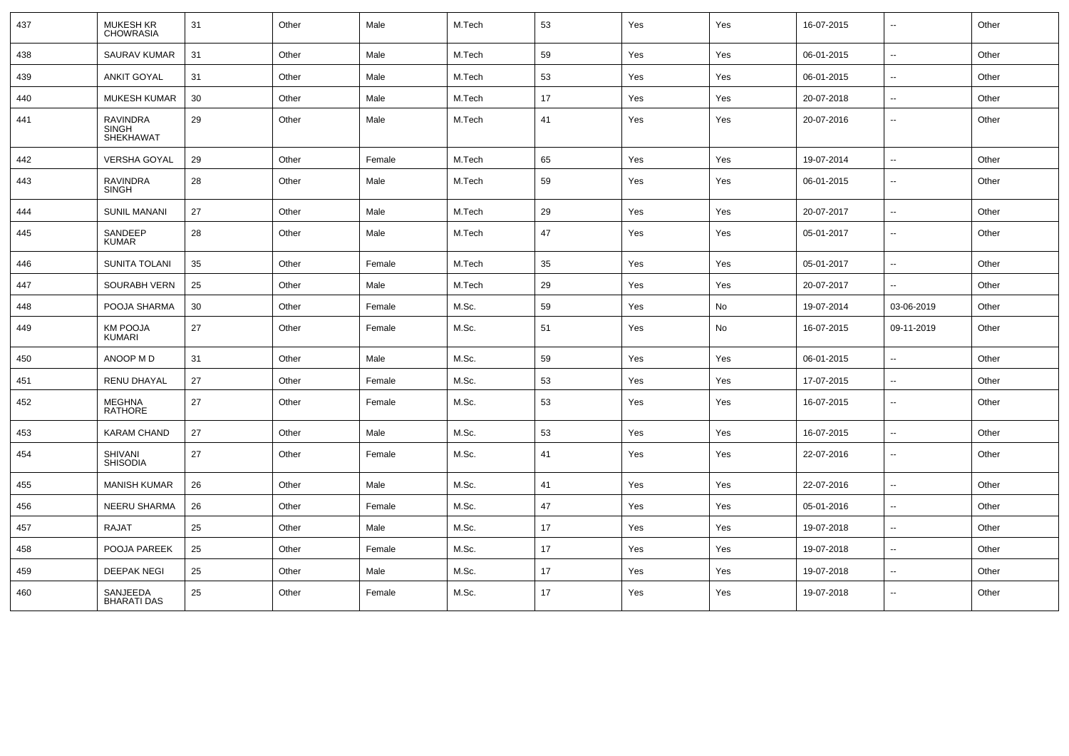| | | | | | | | | | | | |
|---|---|---|---|---|---|---|---|---|---|---|---|
| 437 | MUKESH KR CHOWRASIA | 31 | Other | Male | M.Tech | 53 | Yes | Yes | 16-07-2015 | -- | Other |
| 438 | SAURAV KUMAR | 31 | Other | Male | M.Tech | 59 | Yes | Yes | 06-01-2015 | -- | Other |
| 439 | ANKIT GOYAL | 31 | Other | Male | M.Tech | 53 | Yes | Yes | 06-01-2015 | -- | Other |
| 440 | MUKESH KUMAR | 30 | Other | Male | M.Tech | 17 | Yes | Yes | 20-07-2018 | -- | Other |
| 441 | RAVINDRA SINGH SHEKHAWAT | 29 | Other | Male | M.Tech | 41 | Yes | Yes | 20-07-2016 | -- | Other |
| 442 | VERSHA GOYAL | 29 | Other | Female | M.Tech | 65 | Yes | Yes | 19-07-2014 | -- | Other |
| 443 | RAVINDRA SINGH | 28 | Other | Male | M.Tech | 59 | Yes | Yes | 06-01-2015 | -- | Other |
| 444 | SUNIL MANANI | 27 | Other | Male | M.Tech | 29 | Yes | Yes | 20-07-2017 | -- | Other |
| 445 | SANDEEP KUMAR | 28 | Other | Male | M.Tech | 47 | Yes | Yes | 05-01-2017 | -- | Other |
| 446 | SUNITA TOLANI | 35 | Other | Female | M.Tech | 35 | Yes | Yes | 05-01-2017 | -- | Other |
| 447 | SOURABH VERN | 25 | Other | Male | M.Tech | 29 | Yes | Yes | 20-07-2017 | -- | Other |
| 448 | POOJA SHARMA | 30 | Other | Female | M.Sc. | 59 | Yes | No | 19-07-2014 | 03-06-2019 | Other |
| 449 | KM POOJA KUMARI | 27 | Other | Female | M.Sc. | 51 | Yes | No | 16-07-2015 | 09-11-2019 | Other |
| 450 | ANOOP M D | 31 | Other | Male | M.Sc. | 59 | Yes | Yes | 06-01-2015 | -- | Other |
| 451 | RENU DHAYAL | 27 | Other | Female | M.Sc. | 53 | Yes | Yes | 17-07-2015 | -- | Other |
| 452 | MEGHNA RATHORE | 27 | Other | Female | M.Sc. | 53 | Yes | Yes | 16-07-2015 | -- | Other |
| 453 | KARAM CHAND | 27 | Other | Male | M.Sc. | 53 | Yes | Yes | 16-07-2015 | -- | Other |
| 454 | SHIVANI SHISODIA | 27 | Other | Female | M.Sc. | 41 | Yes | Yes | 22-07-2016 | -- | Other |
| 455 | MANISH KUMAR | 26 | Other | Male | M.Sc. | 41 | Yes | Yes | 22-07-2016 | -- | Other |
| 456 | NEERU SHARMA | 26 | Other | Female | M.Sc. | 47 | Yes | Yes | 05-01-2016 | -- | Other |
| 457 | RAJAT | 25 | Other | Male | M.Sc. | 17 | Yes | Yes | 19-07-2018 | -- | Other |
| 458 | POOJA PAREEK | 25 | Other | Female | M.Sc. | 17 | Yes | Yes | 19-07-2018 | -- | Other |
| 459 | DEEPAK NEGI | 25 | Other | Male | M.Sc. | 17 | Yes | Yes | 19-07-2018 | -- | Other |
| 460 | SANJEEDA BHARATI DAS | 25 | Other | Female | M.Sc. | 17 | Yes | Yes | 19-07-2018 | -- | Other |